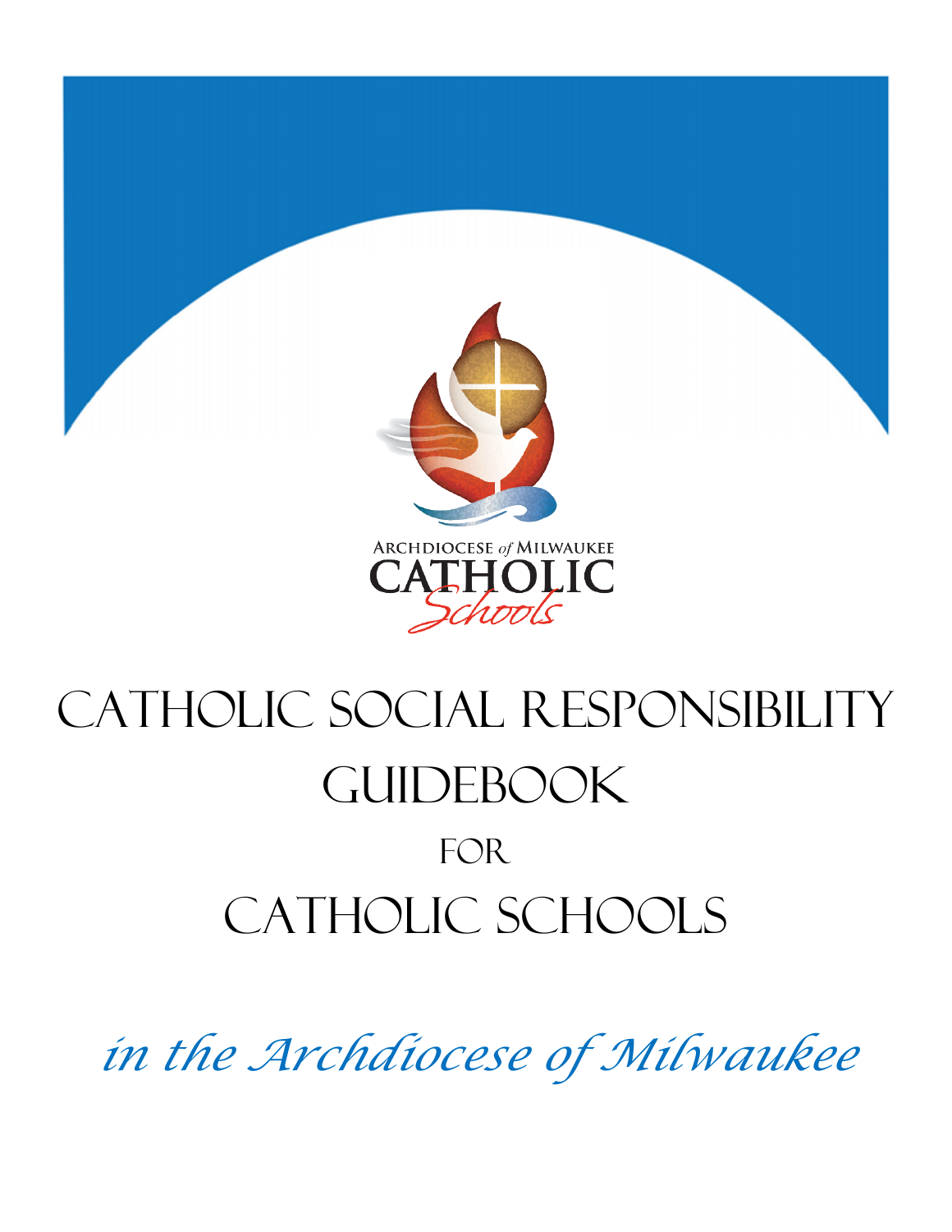Archdiocese of Milwaukee
CATHOLIC
Schools

# Catholic Social Responsibility Guidebook

## for

# Catholic Schools

*in the Archdiocese of Milwaukee*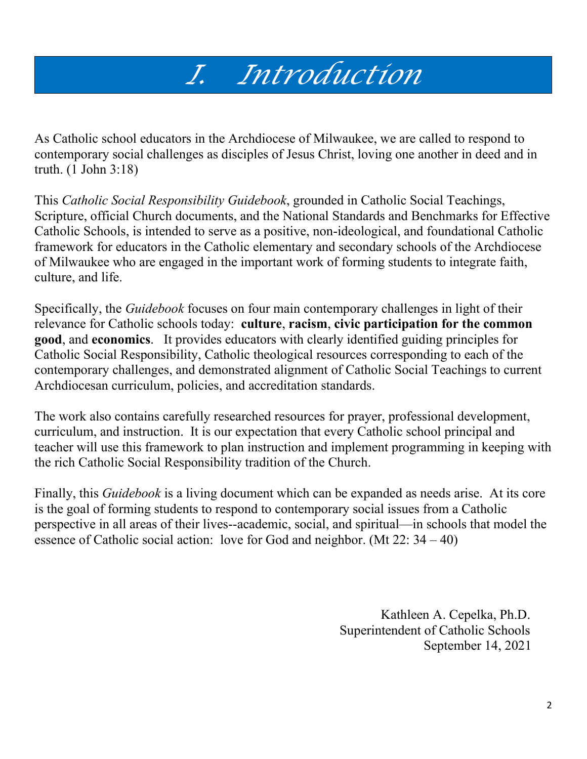# I. Introduction

As Catholic school educators in the Archdiocese of Milwaukee, we are called to respond to contemporary social challenges as disciples of Jesus Christ, loving one another in deed and in truth. (1 John 3:18)

This *Catholic Social Responsibility Guidebook*, grounded in Catholic Social Teachings, Scripture, official Church documents, and the National Standards and Benchmarks for Effective Catholic Schools, is intended to serve as a positive, non-ideological, and foundational Catholic framework for educators in the Catholic elementary and secondary schools of the Archdiocese of Milwaukee who are engaged in the important work of forming students to integrate faith, culture, and life.

Specifically, the *Guidebook* focuses on four main contemporary challenges in light of their relevance for Catholic schools today: **culture**, **racism**, **civic participation for the common good**, and **economics**. It provides educators with clearly identified guiding principles for Catholic Social Responsibility, Catholic theological resources corresponding to each of the contemporary challenges, and demonstrated alignment of Catholic Social Teachings to current Archdiocesan curriculum, policies, and accreditation standards.

The work also contains carefully researched resources for prayer, professional development, curriculum, and instruction. It is our expectation that every Catholic school principal and teacher will use this framework to plan instruction and implement programming in keeping with the rich Catholic Social Responsibility tradition of the Church.

Finally, this *Guidebook* is a living document which can be expanded as needs arise. At its core is the goal of forming students to respond to contemporary social issues from a Catholic perspective in all areas of their lives--academic, social, and spiritual—in schools that model the essence of Catholic social action: love for God and neighbor. (Mt 22: 34 – 40)

Kathleen A. Cepelka, Ph.D.
Superintendent of Catholic Schools
September 14, 2021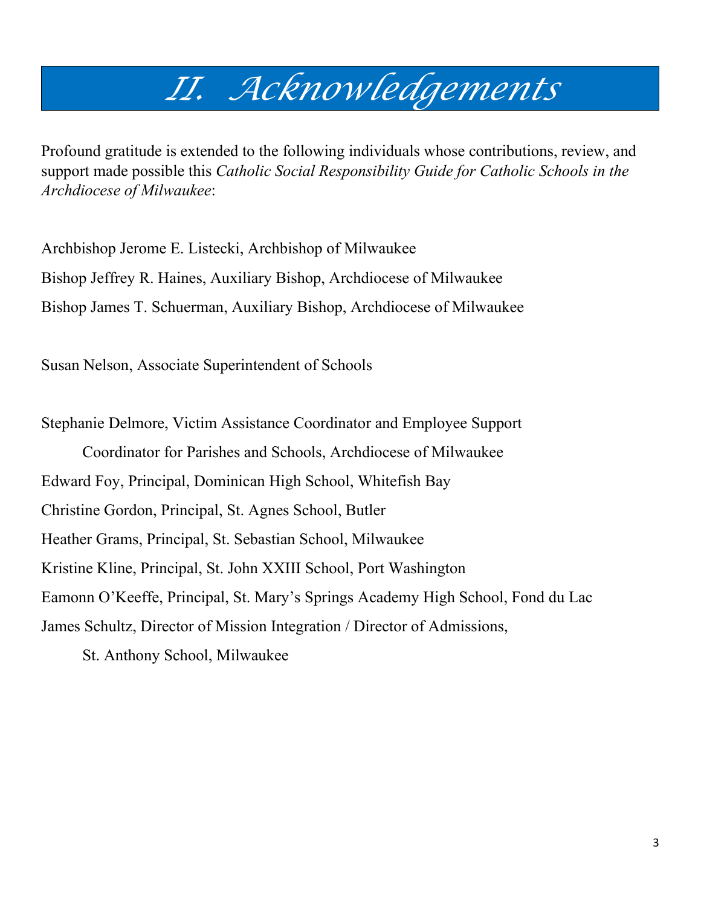# II. Acknowledgements

Profound gratitude is extended to the following individuals whose contributions, review, and support made possible this *Catholic Social Responsibility Guide for Catholic Schools in the Archdiocese of Milwaukee*:

Archbishop Jerome E. Listecki, Archbishop of Milwaukee

Bishop Jeffrey R. Haines, Auxiliary Bishop, Archdiocese of Milwaukee

Bishop James T. Schuerman, Auxiliary Bishop, Archdiocese of Milwaukee

Susan Nelson, Associate Superintendent of Schools

Stephanie Delmore, Victim Assistance Coordinator and Employee Support Coordinator for Parishes and Schools, Archdiocese of Milwaukee

Edward Foy, Principal, Dominican High School, Whitefish Bay

Christine Gordon, Principal, St. Agnes School, Butler

Heather Grams, Principal, St. Sebastian School, Milwaukee

Kristine Kline, Principal, St. John XXIII School, Port Washington

Eamonn O'Keeffe, Principal, St. Mary's Springs Academy High School, Fond du Lac

James Schultz, Director of Mission Integration / Director of Admissions, St. Anthony School, Milwaukee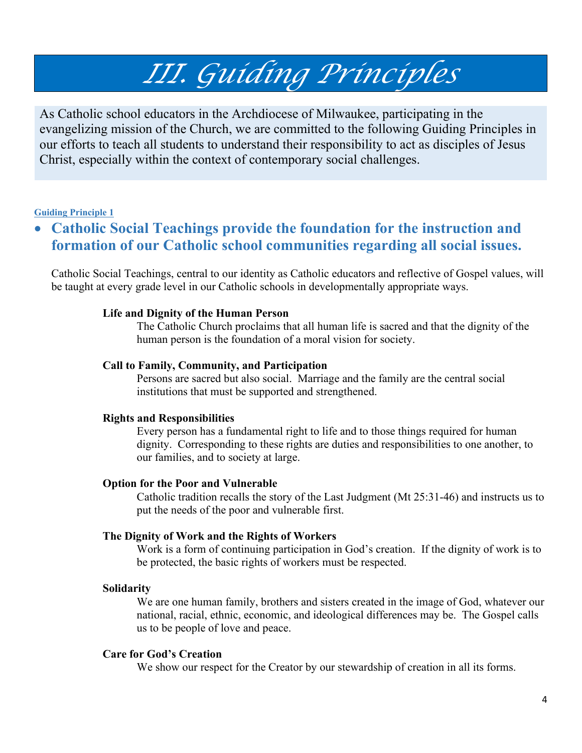# III. Guiding Principles

As Catholic school educators in the Archdiocese of Milwaukee, participating in the evangelizing mission of the Church, we are committed to the following Guiding Principles in our efforts to teach all students to understand their responsibility to act as disciples of Jesus Christ, especially within the context of contemporary social challenges.

**Guiding Principle 1**

- ## Catholic Social Teachings provide the foundation for the instruction and formation of our Catholic school communities regarding all social issues.

Catholic Social Teachings, central to our identity as Catholic educators and reflective of Gospel values, will be taught at every grade level in our Catholic schools in developmentally appropriate ways.

**Life and Dignity of the Human Person**

The Catholic Church proclaims that all human life is sacred and that the dignity of the human person is the foundation of a moral vision for society.

**Call to Family, Community, and Participation**

Persons are sacred but also social. Marriage and the family are the central social institutions that must be supported and strengthened.

**Rights and Responsibilities**

Every person has a fundamental right to life and to those things required for human dignity. Corresponding to these rights are duties and responsibilities to one another, to our families, and to society at large.

**Option for the Poor and Vulnerable**

Catholic tradition recalls the story of the Last Judgment (Mt 25:31-46) and instructs us to put the needs of the poor and vulnerable first.

**The Dignity of Work and the Rights of Workers**

Work is a form of continuing participation in God's creation. If the dignity of work is to be protected, the basic rights of workers must be respected.

**Solidarity**

We are one human family, brothers and sisters created in the image of God, whatever our national, racial, ethnic, economic, and ideological differences may be. The Gospel calls us to be people of love and peace.

**Care for God's Creation**

We show our respect for the Creator by our stewardship of creation in all its forms.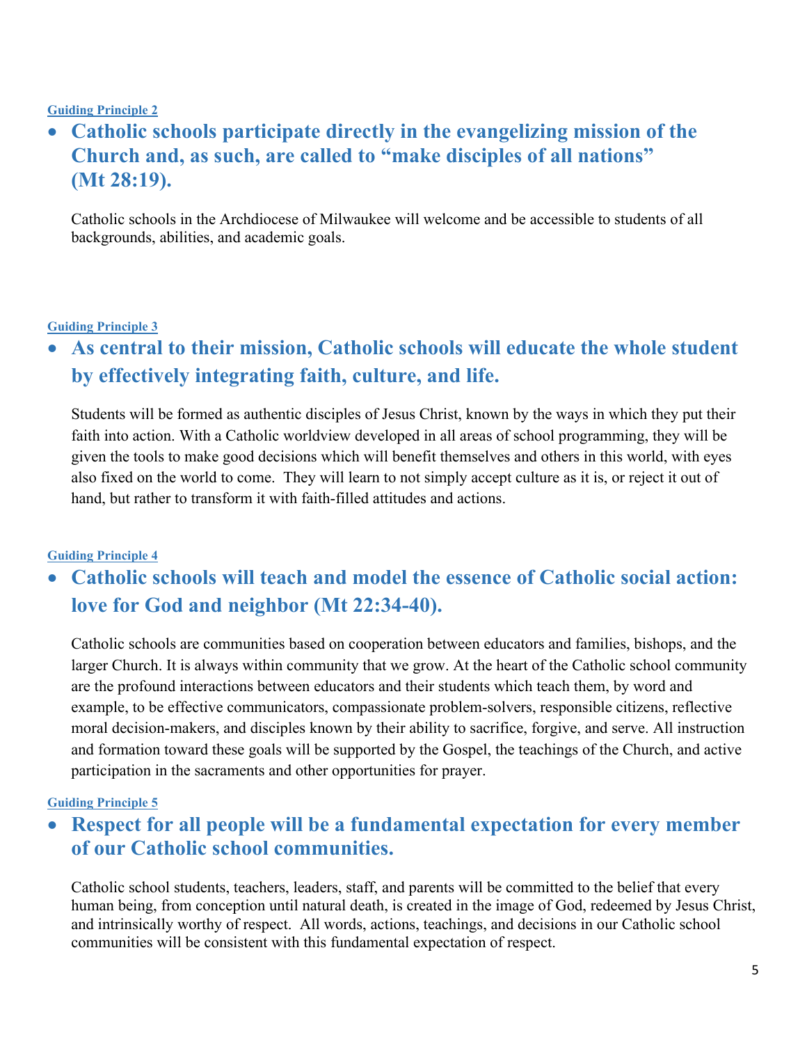**Guiding Principle 2**

- ## Catholic schools participate directly in the evangelizing mission of the Church and, as such, are called to "make disciples of all nations" (Mt 28:19).

Catholic schools in the Archdiocese of Milwaukee will welcome and be accessible to students of all backgrounds, abilities, and academic goals.

**Guiding Principle 3**

- ## As central to their mission, Catholic schools will educate the whole student by effectively integrating faith, culture, and life.

Students will be formed as authentic disciples of Jesus Christ, known by the ways in which they put their faith into action. With a Catholic worldview developed in all areas of school programming, they will be given the tools to make good decisions which will benefit themselves and others in this world, with eyes also fixed on the world to come. They will learn to not simply accept culture as it is, or reject it out of hand, but rather to transform it with faith-filled attitudes and actions.

**Guiding Principle 4**

- ## Catholic schools will teach and model the essence of Catholic social action: love for God and neighbor (Mt 22:34-40).

Catholic schools are communities based on cooperation between educators and families, bishops, and the larger Church. It is always within community that we grow. At the heart of the Catholic school community are the profound interactions between educators and their students which teach them, by word and example, to be effective communicators, compassionate problem-solvers, responsible citizens, reflective moral decision-makers, and disciples known by their ability to sacrifice, forgive, and serve. All instruction and formation toward these goals will be supported by the Gospel, the teachings of the Church, and active participation in the sacraments and other opportunities for prayer.

**Guiding Principle 5**

- ## Respect for all people will be a fundamental expectation for every member of our Catholic school communities.

Catholic school students, teachers, leaders, staff, and parents will be committed to the belief that every human being, from conception until natural death, is created in the image of God, redeemed by Jesus Christ, and intrinsically worthy of respect. All words, actions, teachings, and decisions in our Catholic school communities will be consistent with this fundamental expectation of respect.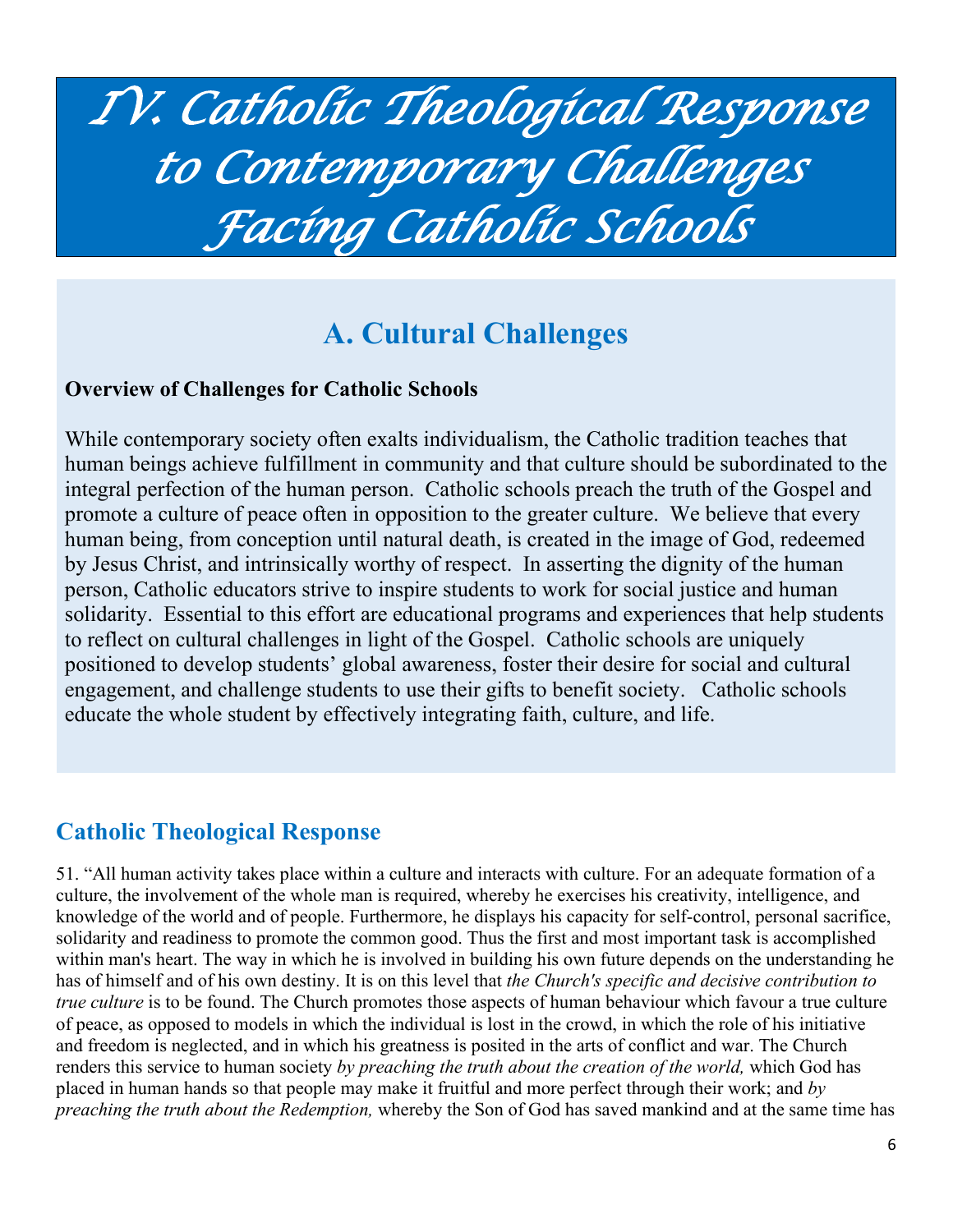# IV. Catholic Theological Response to Contemporary Challenges Facing Catholic Schools

## A. Cultural Challenges

**Overview of Challenges for Catholic Schools**

While contemporary society often exalts individualism, the Catholic tradition teaches that human beings achieve fulfillment in community and that culture should be subordinated to the integral perfection of the human person. Catholic schools preach the truth of the Gospel and promote a culture of peace often in opposition to the greater culture. We believe that every human being, from conception until natural death, is created in the image of God, redeemed by Jesus Christ, and intrinsically worthy of respect. In asserting the dignity of the human person, Catholic educators strive to inspire students to work for social justice and human solidarity. Essential to this effort are educational programs and experiences that help students to reflect on cultural challenges in light of the Gospel. Catholic schools are uniquely positioned to develop students' global awareness, foster their desire for social and cultural engagement, and challenge students to use their gifts to benefit society. Catholic schools educate the whole student by effectively integrating faith, culture, and life.

### Catholic Theological Response

51. "All human activity takes place within a culture and interacts with culture. For an adequate formation of a culture, the involvement of the whole man is required, whereby he exercises his creativity, intelligence, and knowledge of the world and of people. Furthermore, he displays his capacity for self-control, personal sacrifice, solidarity and readiness to promote the common good. Thus the first and most important task is accomplished within man's heart. The way in which he is involved in building his own future depends on the understanding he has of himself and of his own destiny. It is on this level that *the Church's specific and decisive contribution to true culture* is to be found. The Church promotes those aspects of human behaviour which favour a true culture of peace, as opposed to models in which the individual is lost in the crowd, in which the role of his initiative and freedom is neglected, and in which his greatness is posited in the arts of conflict and war. The Church renders this service to human society *by preaching the truth about the creation of the world,* which God has placed in human hands so that people may make it fruitful and more perfect through their work; and *by preaching the truth about the Redemption,* whereby the Son of God has saved mankind and at the same time has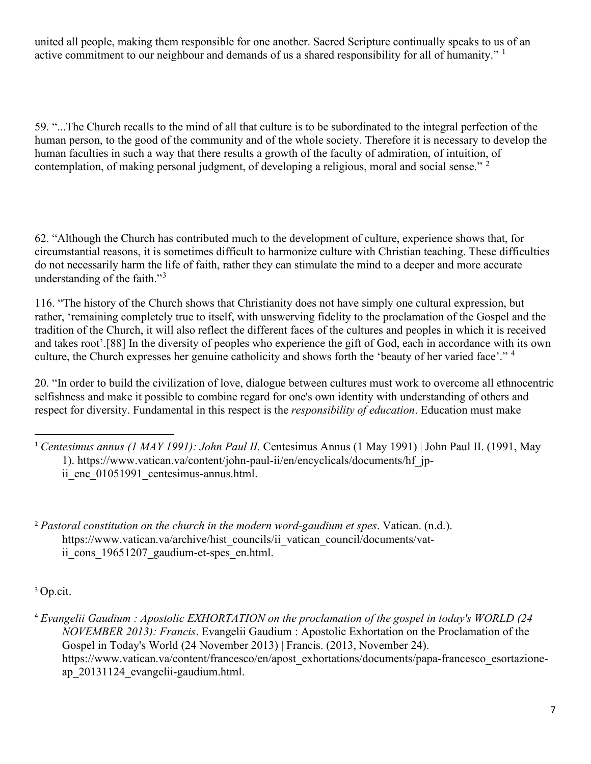united all people, making them responsible for one another. Sacred Scripture continually speaks to us of an active commitment to our neighbour and demands of us a shared responsibility for all of humanity." [1]

59. "...The Church recalls to the mind of all that culture is to be subordinated to the integral perfection of the human person, to the good of the community and of the whole society. Therefore it is necessary to develop the human faculties in such a way that there results a growth of the faculty of admiration, of intuition, of contemplation, of making personal judgment, of developing a religious, moral and social sense." [2]

62. "Although the Church has contributed much to the development of culture, experience shows that, for circumstantial reasons, it is sometimes difficult to harmonize culture with Christian teaching. These difficulties do not necessarily harm the life of faith, rather they can stimulate the mind to a deeper and more accurate understanding of the faith."[3]

116. "The history of the Church shows that Christianity does not have simply one cultural expression, but rather, 'remaining completely true to itself, with unswerving fidelity to the proclamation of the Gospel and the tradition of the Church, it will also reflect the different faces of the cultures and peoples in which it is received and takes root'.[88] In the diversity of peoples who experience the gift of God, each in accordance with its own culture, the Church expresses her genuine catholicity and shows forth the 'beauty of her varied face'." [4]

20. "In order to build the civilization of love, dialogue between cultures must work to overcome all ethnocentric selfishness and make it possible to combine regard for one's own identity with understanding of others and respect for diversity. Fundamental in this respect is the *responsibility of education*. Education must make

---

[1] *Centesimus annus (1 MAY 1991): John Paul II*. Centesimus Annus (1 May 1991) | John Paul II. (1991, May 1). https://www.vatican.va/content/john-paul-ii/en/encyclicals/documents/hf_jp-ii_enc_01051991_centesimus-annus.html.

[2] *Pastoral constitution on the church in the modern word-gaudium et spes*. Vatican. (n.d.). https://www.vatican.va/archive/hist_councils/ii_vatican_council/documents/vat-ii_cons_19651207_gaudium-et-spes_en.html.

[3] Op.cit.

[4] *Evangelii Gaudium : Apostolic EXHORTATION on the proclamation of the gospel in today's WORLD (24 NOVEMBER 2013): Francis*. Evangelii Gaudium : Apostolic Exhortation on the Proclamation of the Gospel in Today's World (24 November 2013) | Francis. (2013, November 24). https://www.vatican.va/content/francesco/en/apost_exhortations/documents/papa-francesco_esortazione-ap_20131124_evangelii-gaudium.html.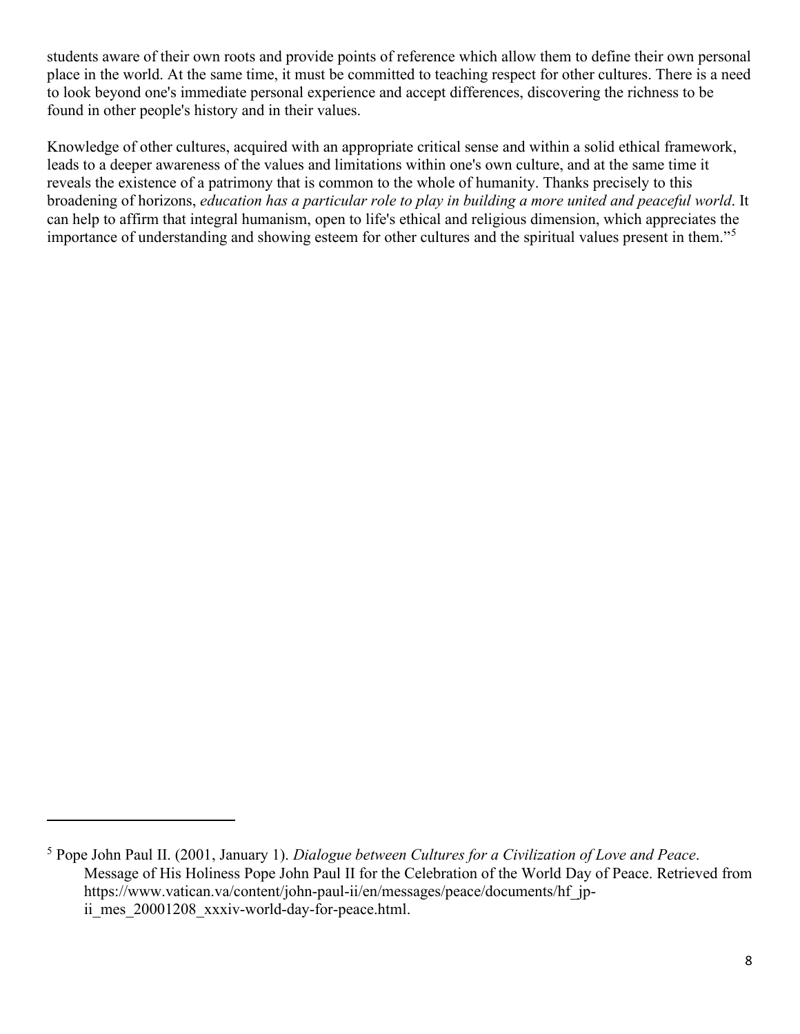students aware of their own roots and provide points of reference which allow them to define their own personal place in the world. At the same time, it must be committed to teaching respect for other cultures. There is a need to look beyond one's immediate personal experience and accept differences, discovering the richness to be found in other people's history and in their values.

Knowledge of other cultures, acquired with an appropriate critical sense and within a solid ethical framework, leads to a deeper awareness of the values and limitations within one's own culture, and at the same time it reveals the existence of a patrimony that is common to the whole of humanity. Thanks precisely to this broadening of horizons, *education has a particular role to play in building a more united and peaceful world*. It can help to affirm that integral humanism, open to life's ethical and religious dimension, which appreciates the importance of understanding and showing esteem for other cultures and the spiritual values present in them."[5]

---

[5] Pope John Paul II. (2001, January 1). *Dialogue between Cultures for a Civilization of Love and Peace*. Message of His Holiness Pope John Paul II for the Celebration of the World Day of Peace. Retrieved from https://www.vatican.va/content/john-paul-ii/en/messages/peace/documents/hf_jp-ii_mes_20001208_xxxiv-world-day-for-peace.html.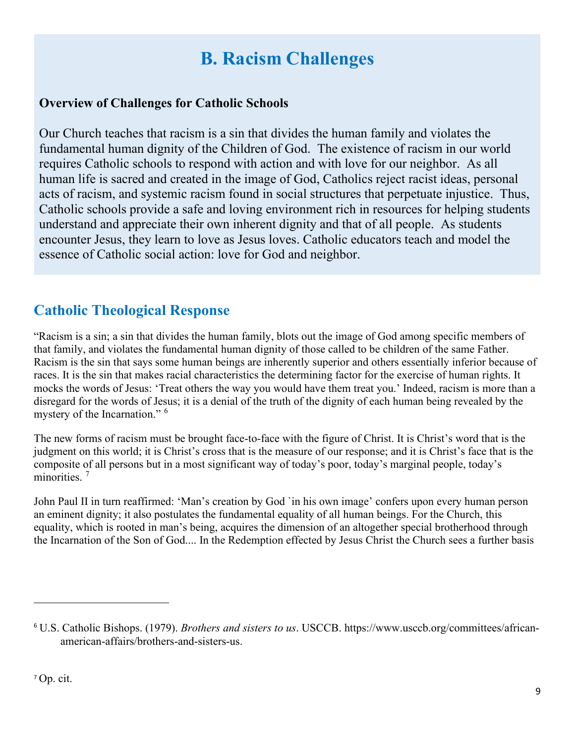# B. Racism Challenges

**Overview of Challenges for Catholic Schools**

Our Church teaches that racism is a sin that divides the human family and violates the fundamental human dignity of the Children of God. The existence of racism in our world requires Catholic schools to respond with action and with love for our neighbor. As all human life is sacred and created in the image of God, Catholics reject racist ideas, personal acts of racism, and systemic racism found in social structures that perpetuate injustice. Thus, Catholic schools provide a safe and loving environment rich in resources for helping students understand and appreciate their own inherent dignity and that of all people. As students encounter Jesus, they learn to love as Jesus loves. Catholic educators teach and model the essence of Catholic social action: love for God and neighbor.

## Catholic Theological Response

"Racism is a sin; a sin that divides the human family, blots out the image of God among specific members of that family, and violates the fundamental human dignity of those called to be children of the same Father. Racism is the sin that says some human beings are inherently superior and others essentially inferior because of races. It is the sin that makes racial characteristics the determining factor for the exercise of human rights. It mocks the words of Jesus: 'Treat others the way you would have them treat you.' Indeed, racism is more than a disregard for the words of Jesus; it is a denial of the truth of the dignity of each human being revealed by the mystery of the Incarnation." [6]

The new forms of racism must be brought face-to-face with the figure of Christ. It is Christ's word that is the judgment on this world; it is Christ's cross that is the measure of our response; and it is Christ's face that is the composite of all persons but in a most significant way of today's poor, today's marginal people, today's minorities. [7]

John Paul II in turn reaffirmed: 'Man's creation by God `in his own image' confers upon every human person an eminent dignity; it also postulates the fundamental equality of all human beings. For the Church, this equality, which is rooted in man's being, acquires the dimension of an altogether special brotherhood through the Incarnation of the Son of God.... In the Redemption effected by Jesus Christ the Church sees a further basis

---

[6] U.S. Catholic Bishops. (1979). *Brothers and sisters to us*. USCCB. https://www.usccb.org/committees/african-american-affairs/brothers-and-sisters-us.

[7] Op. cit.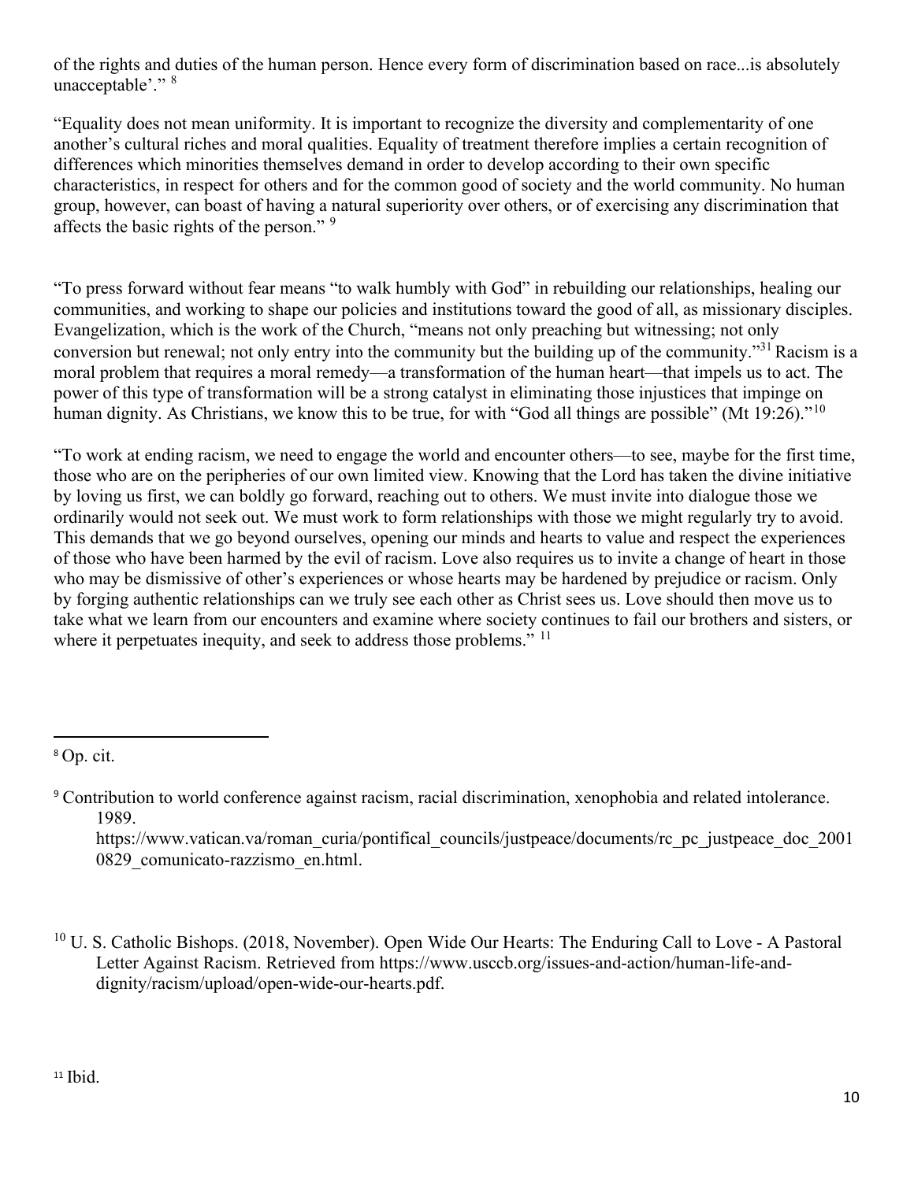of the rights and duties of the human person. Hence every form of discrimination based on race...is absolutely unacceptable'." [8]

"Equality does not mean uniformity. It is important to recognize the diversity and complementarity of one another's cultural riches and moral qualities. Equality of treatment therefore implies a certain recognition of differences which minorities themselves demand in order to develop according to their own specific characteristics, in respect for others and for the common good of society and the world community. No human group, however, can boast of having a natural superiority over others, or of exercising any discrimination that affects the basic rights of the person." [9]

"To press forward without fear means "to walk humbly with God" in rebuilding our relationships, healing our communities, and working to shape our policies and institutions toward the good of all, as missionary disciples. Evangelization, which is the work of the Church, "means not only preaching but witnessing; not only conversion but renewal; not only entry into the community but the building up of the community."[31] Racism is a moral problem that requires a moral remedy—a transformation of the human heart—that impels us to act. The power of this type of transformation will be a strong catalyst in eliminating those injustices that impinge on human dignity. As Christians, we know this to be true, for with "God all things are possible" (Mt 19:26)."[10]

"To work at ending racism, we need to engage the world and encounter others—to see, maybe for the first time, those who are on the peripheries of our own limited view. Knowing that the Lord has taken the divine initiative by loving us first, we can boldly go forward, reaching out to others. We must invite into dialogue those we ordinarily would not seek out. We must work to form relationships with those we might regularly try to avoid. This demands that we go beyond ourselves, opening our minds and hearts to value and respect the experiences of those who have been harmed by the evil of racism. Love also requires us to invite a change of heart in those who may be dismissive of other's experiences or whose hearts may be hardened by prejudice or racism. Only by forging authentic relationships can we truly see each other as Christ sees us. Love should then move us to take what we learn from our encounters and examine where society continues to fail our brothers and sisters, or where it perpetuates inequity, and seek to address those problems." [11]

---

[8] Op. cit.

[9] Contribution to world conference against racism, racial discrimination, xenophobia and related intolerance. 1989. https://www.vatican.va/roman_curia/pontifical_councils/justpeace/documents/rc_pc_justpeace_doc_20010829_comunicato-razzismo_en.html.

[10] U. S. Catholic Bishops. (2018, November). Open Wide Our Hearts: The Enduring Call to Love - A Pastoral Letter Against Racism. Retrieved from https://www.usccb.org/issues-and-action/human-life-and-dignity/racism/upload/open-wide-our-hearts.pdf.

[11] Ibid.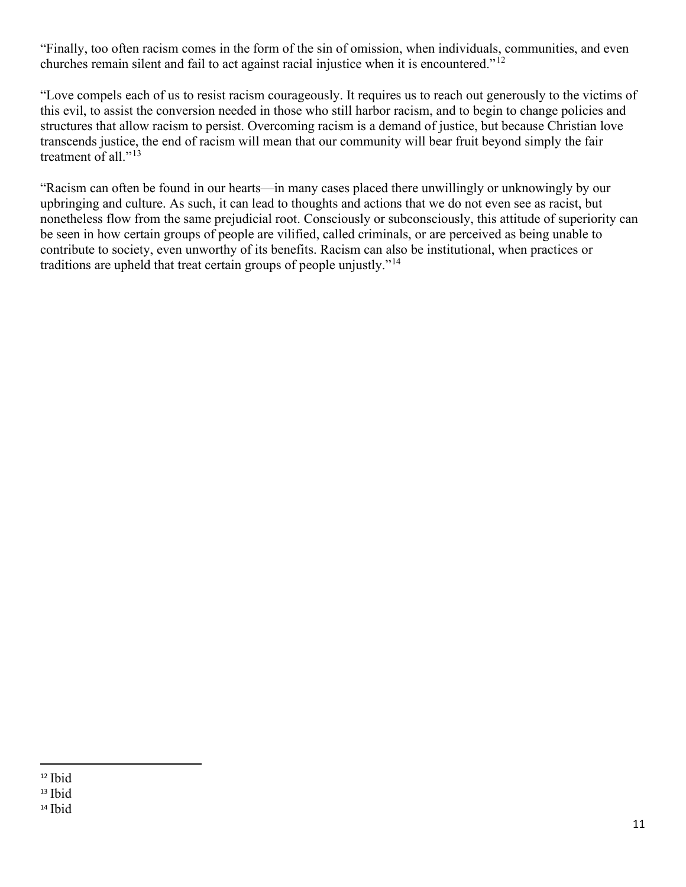"Finally, too often racism comes in the form of the sin of omission, when individuals, communities, and even churches remain silent and fail to act against racial injustice when it is encountered."[12]

"Love compels each of us to resist racism courageously. It requires us to reach out generously to the victims of this evil, to assist the conversion needed in those who still harbor racism, and to begin to change policies and structures that allow racism to persist. Overcoming racism is a demand of justice, but because Christian love transcends justice, the end of racism will mean that our community will bear fruit beyond simply the fair treatment of all."[13]

"Racism can often be found in our hearts—in many cases placed there unwillingly or unknowingly by our upbringing and culture. As such, it can lead to thoughts and actions that we do not even see as racist, but nonetheless flow from the same prejudicial root. Consciously or subconsciously, this attitude of superiority can be seen in how certain groups of people are vilified, called criminals, or are perceived as being unable to contribute to society, even unworthy of its benefits. Racism can also be institutional, when practices or traditions are upheld that treat certain groups of people unjustly."[14]

---

[12] Ibid

[13] Ibid

[14] Ibid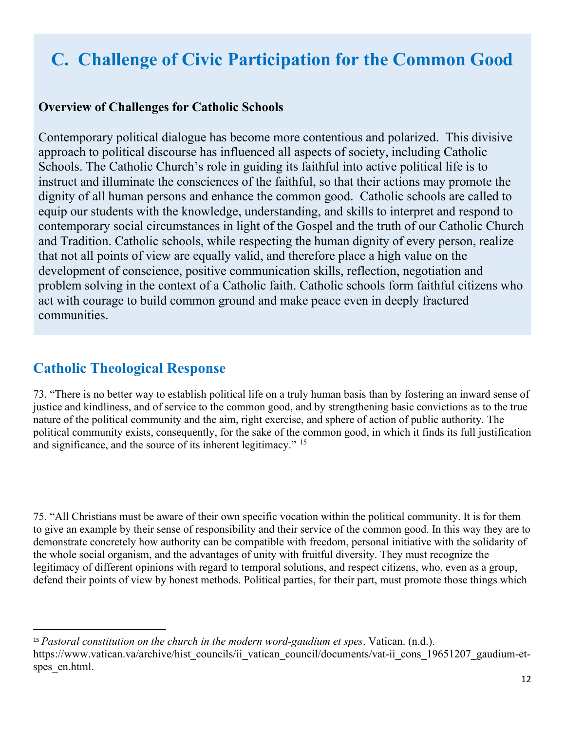# C. Challenge of Civic Participation for the Common Good

**Overview of Challenges for Catholic Schools**

Contemporary political dialogue has become more contentious and polarized. This divisive approach to political discourse has influenced all aspects of society, including Catholic Schools. The Catholic Church's role in guiding its faithful into active political life is to instruct and illuminate the consciences of the faithful, so that their actions may promote the dignity of all human persons and enhance the common good. Catholic schools are called to equip our students with the knowledge, understanding, and skills to interpret and respond to contemporary social circumstances in light of the Gospel and the truth of our Catholic Church and Tradition. Catholic schools, while respecting the human dignity of every person, realize that not all points of view are equally valid, and therefore place a high value on the development of conscience, positive communication skills, reflection, negotiation and problem solving in the context of a Catholic faith. Catholic schools form faithful citizens who act with courage to build common ground and make peace even in deeply fractured communities.

## Catholic Theological Response

73. "There is no better way to establish political life on a truly human basis than by fostering an inward sense of justice and kindliness, and of service to the common good, and by strengthening basic convictions as to the true nature of the political community and the aim, right exercise, and sphere of action of public authority. The political community exists, consequently, for the sake of the common good, in which it finds its full justification and significance, and the source of its inherent legitimacy." [15]

75. "All Christians must be aware of their own specific vocation within the political community. It is for them to give an example by their sense of responsibility and their service of the common good. In this way they are to demonstrate concretely how authority can be compatible with freedom, personal initiative with the solidarity of the whole social organism, and the advantages of unity with fruitful diversity. They must recognize the legitimacy of different opinions with regard to temporal solutions, and respect citizens, who, even as a group, defend their points of view by honest methods. Political parties, for their part, must promote those things which

---

[15] *Pastoral constitution on the church in the modern word-gaudium et spes*. Vatican. (n.d.). https://www.vatican.va/archive/hist_councils/ii_vatican_council/documents/vat-ii_cons_19651207_gaudium-et-spes_en.html.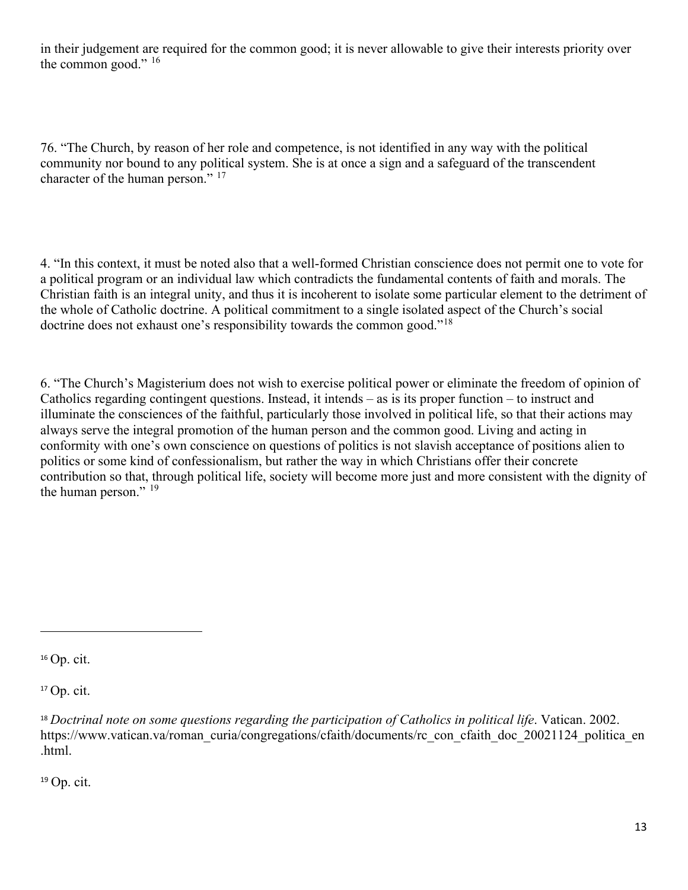in their judgement are required for the common good; it is never allowable to give their interests priority over the common good." [16]

76. "The Church, by reason of her role and competence, is not identified in any way with the political community nor bound to any political system. She is at once a sign and a safeguard of the transcendent character of the human person." [17]

4. "In this context, it must be noted also that a well-formed Christian conscience does not permit one to vote for a political program or an individual law which contradicts the fundamental contents of faith and morals. The Christian faith is an integral unity, and thus it is incoherent to isolate some particular element to the detriment of the whole of Catholic doctrine. A political commitment to a single isolated aspect of the Church's social doctrine does not exhaust one's responsibility towards the common good."[18]

6. "The Church's Magisterium does not wish to exercise political power or eliminate the freedom of opinion of Catholics regarding contingent questions. Instead, it intends – as is its proper function – to instruct and illuminate the consciences of the faithful, particularly those involved in political life, so that their actions may always serve the integral promotion of the human person and the common good. Living and acting in conformity with one's own conscience on questions of politics is not slavish acceptance of positions alien to politics or some kind of confessionalism, but rather the way in which Christians offer their concrete contribution so that, through political life, society will become more just and more consistent with the dignity of the human person." [19]

---

[16] Op. cit.

[17] Op. cit.

[18] *Doctrinal note on some questions regarding the participation of Catholics in political life*. Vatican. 2002. https://www.vatican.va/roman_curia/congregations/cfaith/documents/rc_con_cfaith_doc_20021124_politica_en.html.

[19] Op. cit.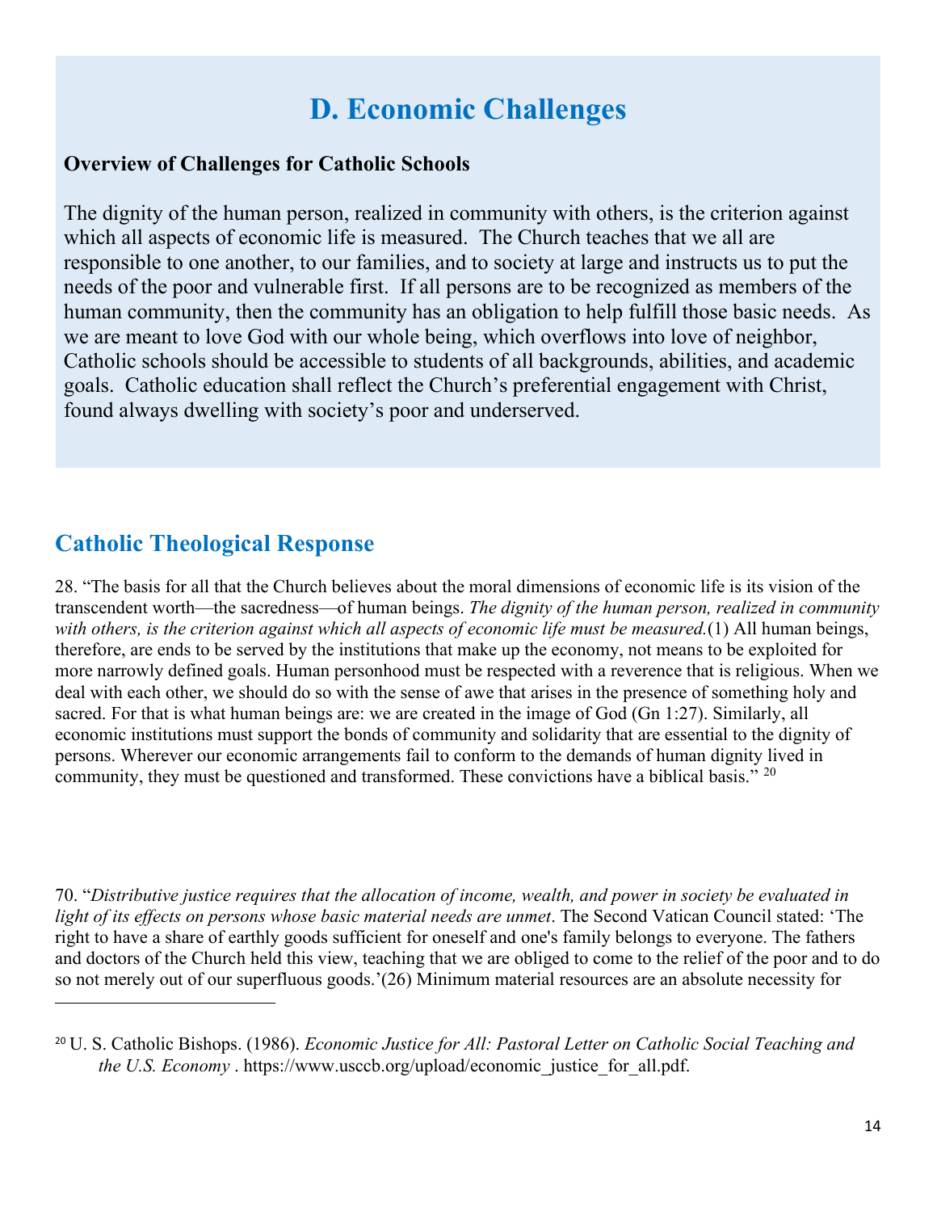# D. Economic Challenges

**Overview of Challenges for Catholic Schools**

The dignity of the human person, realized in community with others, is the criterion against which all aspects of economic life is measured. The Church teaches that we all are responsible to one another, to our families, and to society at large and instructs us to put the needs of the poor and vulnerable first. If all persons are to be recognized as members of the human community, then the community has an obligation to help fulfill those basic needs. As we are meant to love God with our whole being, which overflows into love of neighbor, Catholic schools should be accessible to students of all backgrounds, abilities, and academic goals. Catholic education shall reflect the Church's preferential engagement with Christ, found always dwelling with society's poor and underserved.

## Catholic Theological Response

28. "The basis for all that the Church believes about the moral dimensions of economic life is its vision of the transcendent worth—the sacredness—of human beings. *The dignity of the human person, realized in community with others, is the criterion against which all aspects of economic life must be measured.*(1) All human beings, therefore, are ends to be served by the institutions that make up the economy, not means to be exploited for more narrowly defined goals. Human personhood must be respected with a reverence that is religious. When we deal with each other, we should do so with the sense of awe that arises in the presence of something holy and sacred. For that is what human beings are: we are created in the image of God (Gn 1:27). Similarly, all economic institutions must support the bonds of community and solidarity that are essential to the dignity of persons. Wherever our economic arrangements fail to conform to the demands of human dignity lived in community, they must be questioned and transformed. These convictions have a biblical basis." [20]

70. "*Distributive justice requires that the allocation of income, wealth, and power in society be evaluated in light of its effects on persons whose basic material needs are unmet*. The Second Vatican Council stated: 'The right to have a share of earthly goods sufficient for oneself and one's family belongs to everyone. The fathers and doctors of the Church held this view, teaching that we are obliged to come to the relief of the poor and to do so not merely out of our superfluous goods.'(26) Minimum material resources are an absolute necessity for

---

[20] U. S. Catholic Bishops. (1986). *Economic Justice for All: Pastoral Letter on Catholic Social Teaching and the U.S. Economy* . https://www.usccb.org/upload/economic_justice_for_all.pdf.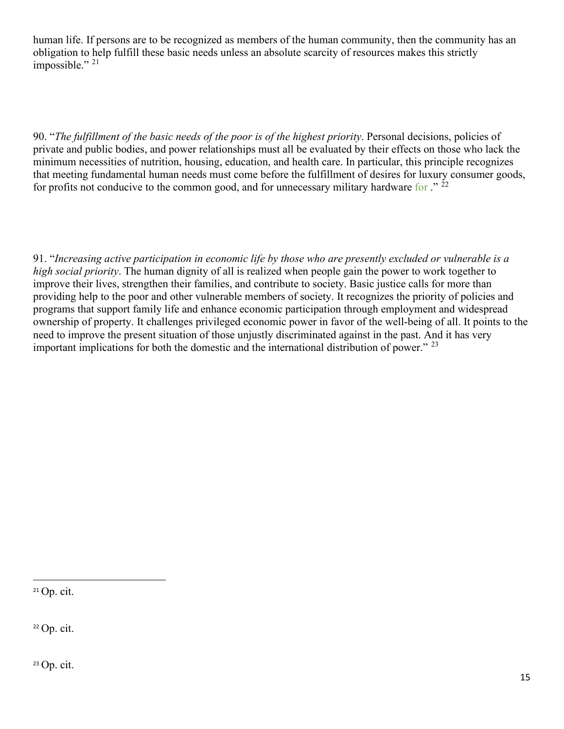human life. If persons are to be recognized as members of the human community, then the community has an obligation to help fulfill these basic needs unless an absolute scarcity of resources makes this strictly impossible." [21]

90. "*The fulfillment of the basic needs of the poor is of the highest priority*. Personal decisions, policies of private and public bodies, and power relationships must all be evaluated by their effects on those who lack the minimum necessities of nutrition, housing, education, and health care. In particular, this principle recognizes that meeting fundamental human needs must come before the fulfillment of desires for luxury consumer goods, for profits not conducive to the common good, and for unnecessary military hardware for ." [22]

91. "*Increasing active participation in economic life by those who are presently excluded or vulnerable is a high social priority*. The human dignity of all is realized when people gain the power to work together to improve their lives, strengthen their families, and contribute to society. Basic justice calls for more than providing help to the poor and other vulnerable members of society. It recognizes the priority of policies and programs that support family life and enhance economic participation through employment and widespread ownership of property. It challenges privileged economic power in favor of the well-being of all. It points to the need to improve the present situation of those unjustly discriminated against in the past. And it has very important implications for both the domestic and the international distribution of power." [23]

---

[21] Op. cit.

[22] Op. cit.

[23] Op. cit.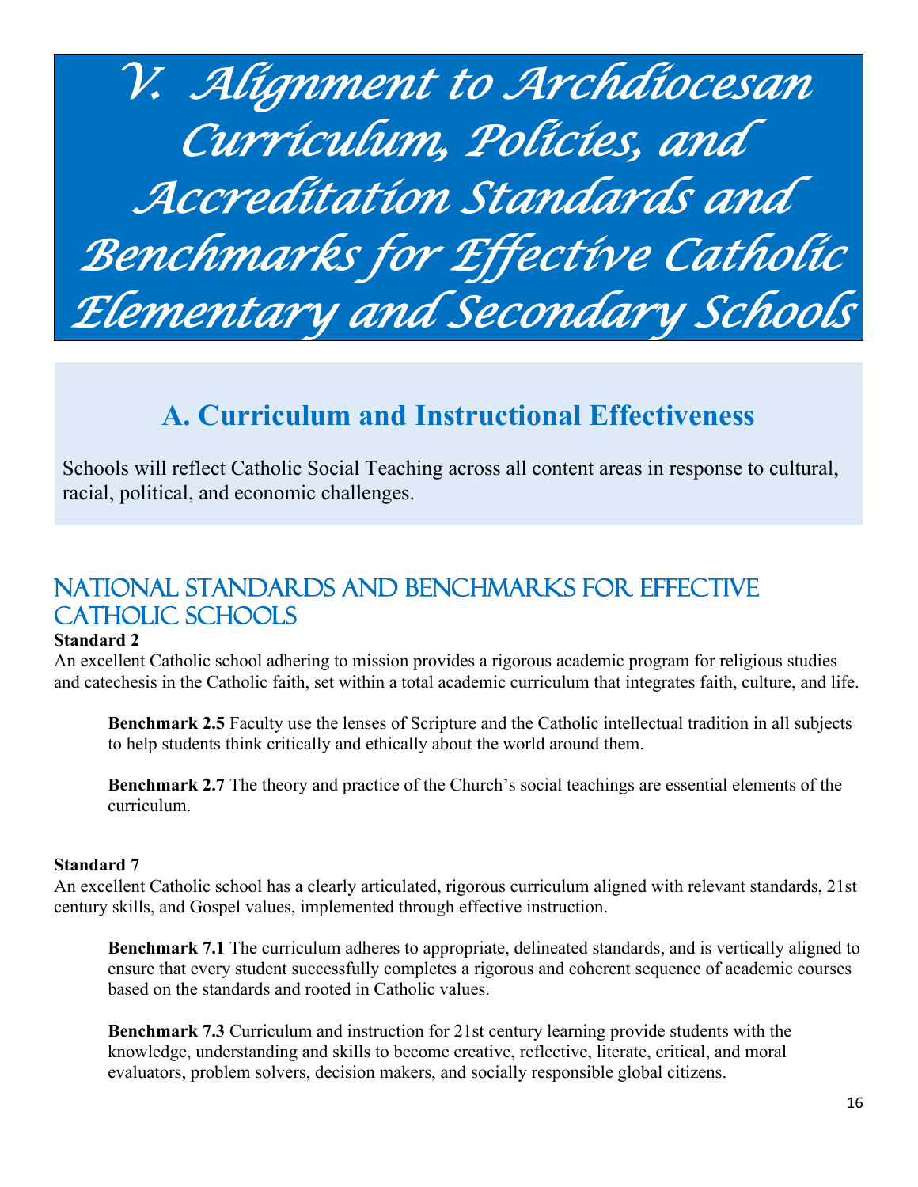# V. Alignment to Archdiocesan Curriculum, Policies, and Accreditation Standards and Benchmarks for Effective Catholic Elementary and Secondary Schools

## A. Curriculum and Instructional Effectiveness

Schools will reflect Catholic Social Teaching across all content areas in response to cultural, racial, political, and economic challenges.

### National Standards and Benchmarks for Effective Catholic Schools

**Standard 2**

An excellent Catholic school adhering to mission provides a rigorous academic program for religious studies and catechesis in the Catholic faith, set within a total academic curriculum that integrates faith, culture, and life.

> **Benchmark 2.5** Faculty use the lenses of Scripture and the Catholic intellectual tradition in all subjects to help students think critically and ethically about the world around them.
>
> **Benchmark 2.7** The theory and practice of the Church's social teachings are essential elements of the curriculum.

**Standard 7**

An excellent Catholic school has a clearly articulated, rigorous curriculum aligned with relevant standards, 21st century skills, and Gospel values, implemented through effective instruction.

> **Benchmark 7.1** The curriculum adheres to appropriate, delineated standards, and is vertically aligned to ensure that every student successfully completes a rigorous and coherent sequence of academic courses based on the standards and rooted in Catholic values.
>
> **Benchmark 7.3** Curriculum and instruction for 21st century learning provide students with the knowledge, understanding and skills to become creative, reflective, literate, critical, and moral evaluators, problem solvers, decision makers, and socially responsible global citizens.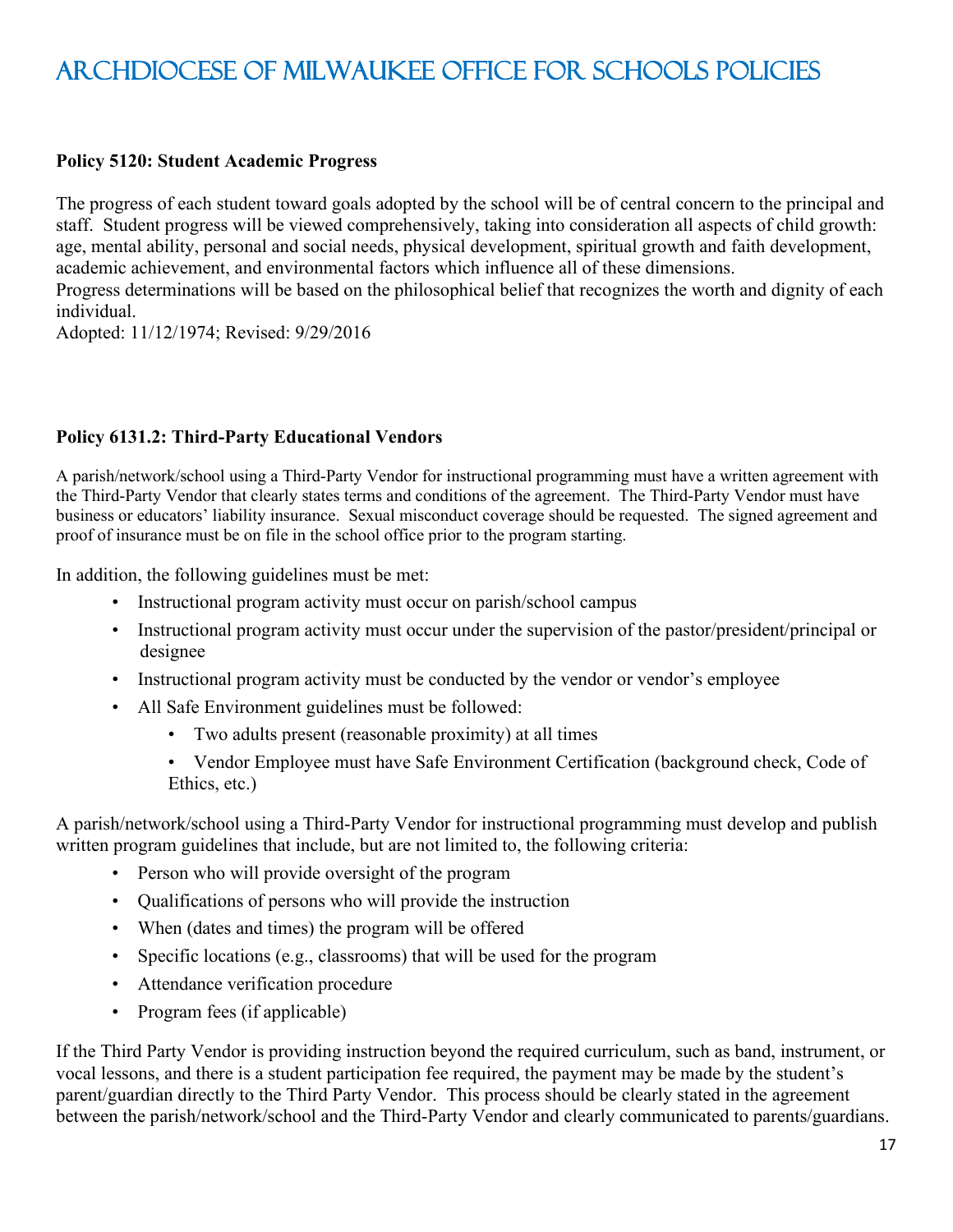# Archdiocese of Milwaukee Office for Schools Policies

**Policy 5120: Student Academic Progress**

The progress of each student toward goals adopted by the school will be of central concern to the principal and staff. Student progress will be viewed comprehensively, taking into consideration all aspects of child growth: age, mental ability, personal and social needs, physical development, spiritual growth and faith development, academic achievement, and environmental factors which influence all of these dimensions.
Progress determinations will be based on the philosophical belief that recognizes the worth and dignity of each individual.
Adopted: 11/12/1974; Revised: 9/29/2016

**Policy 6131.2: Third-Party Educational Vendors**

A parish/network/school using a Third-Party Vendor for instructional programming must have a written agreement with the Third-Party Vendor that clearly states terms and conditions of the agreement. The Third-Party Vendor must have business or educators' liability insurance. Sexual misconduct coverage should be requested. The signed agreement and proof of insurance must be on file in the school office prior to the program starting.

In addition, the following guidelines must be met:

- Instructional program activity must occur on parish/school campus
- Instructional program activity must occur under the supervision of the pastor/president/principal or designee
- Instructional program activity must be conducted by the vendor or vendor's employee
- All Safe Environment guidelines must be followed:
    - Two adults present (reasonable proximity) at all times
    - Vendor Employee must have Safe Environment Certification (background check, Code of Ethics, etc.)

A parish/network/school using a Third-Party Vendor for instructional programming must develop and publish written program guidelines that include, but are not limited to, the following criteria:

- Person who will provide oversight of the program
- Qualifications of persons who will provide the instruction
- When (dates and times) the program will be offered
- Specific locations (e.g., classrooms) that will be used for the program
- Attendance verification procedure
- Program fees (if applicable)

If the Third Party Vendor is providing instruction beyond the required curriculum, such as band, instrument, or vocal lessons, and there is a student participation fee required, the payment may be made by the student's parent/guardian directly to the Third Party Vendor. This process should be clearly stated in the agreement between the parish/network/school and the Third-Party Vendor and clearly communicated to parents/guardians.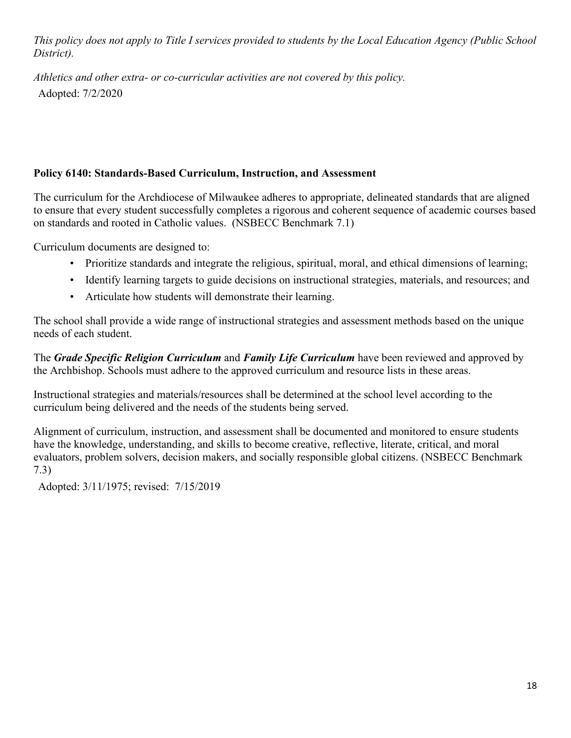*This policy does not apply to Title I services provided to students by the Local Education Agency (Public School District).*

*Athletics and other extra- or co-curricular activities are not covered by this policy.*

Adopted: 7/2/2020

**Policy 6140: Standards-Based Curriculum, Instruction, and Assessment**

The curriculum for the Archdiocese of Milwaukee adheres to appropriate, delineated standards that are aligned to ensure that every student successfully completes a rigorous and coherent sequence of academic courses based on standards and rooted in Catholic values. (NSBECC Benchmark 7.1)

Curriculum documents are designed to:

- Prioritize standards and integrate the religious, spiritual, moral, and ethical dimensions of learning;
- Identify learning targets to guide decisions on instructional strategies, materials, and resources; and
- Articulate how students will demonstrate their learning.

The school shall provide a wide range of instructional strategies and assessment methods based on the unique needs of each student.

The ***Grade Specific Religion Curriculum*** and ***Family Life Curriculum*** have been reviewed and approved by the Archbishop. Schools must adhere to the approved curriculum and resource lists in these areas.

Instructional strategies and materials/resources shall be determined at the school level according to the curriculum being delivered and the needs of the students being served.

Alignment of curriculum, instruction, and assessment shall be documented and monitored to ensure students have the knowledge, understanding, and skills to become creative, reflective, literate, critical, and moral evaluators, problem solvers, decision makers, and socially responsible global citizens. (NSBECC Benchmark 7.3)

Adopted: 3/11/1975; revised: 7/15/2019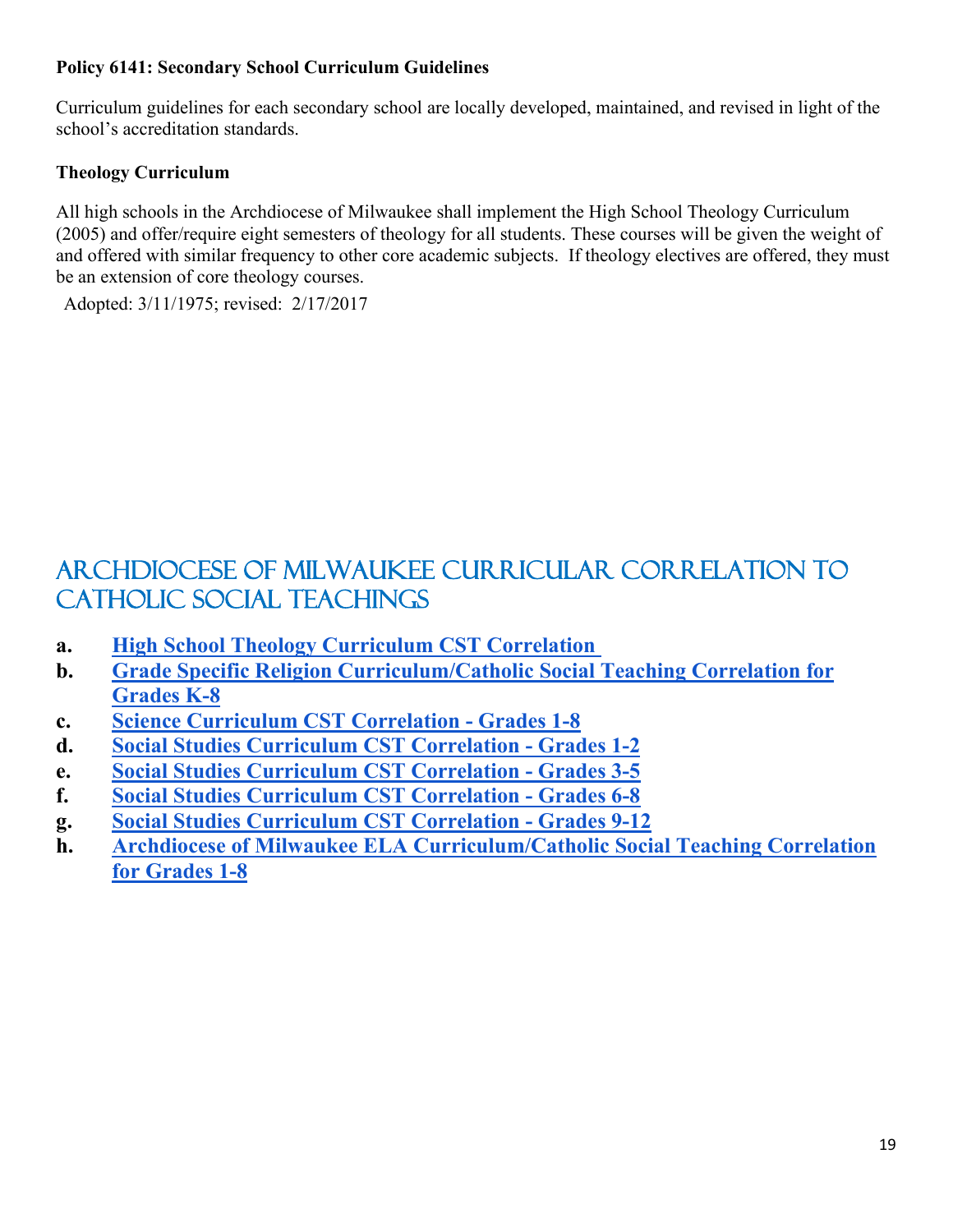**Policy 6141: Secondary School Curriculum Guidelines**

Curriculum guidelines for each secondary school are locally developed, maintained, and revised in light of the school's accreditation standards.

**Theology Curriculum**

All high schools in the Archdiocese of Milwaukee shall implement the High School Theology Curriculum (2005) and offer/require eight semesters of theology for all students. These courses will be given the weight of and offered with similar frequency to other core academic subjects. If theology electives are offered, they must be an extension of core theology courses.

Adopted: 3/11/1975; revised: 2/17/2017

# Archdiocese of Milwaukee Curricular Correlation to Catholic Social Teachings

- **a.** **High School Theology Curriculum CST Correlation**
- **b.** **Grade Specific Religion Curriculum/Catholic Social Teaching Correlation for Grades K-8**
- **c.** **Science Curriculum CST Correlation - Grades 1-8**
- **d.** **Social Studies Curriculum CST Correlation - Grades 1-2**
- **e.** **Social Studies Curriculum CST Correlation - Grades 3-5**
- **f.** **Social Studies Curriculum CST Correlation - Grades 6-8**
- **g.** **Social Studies Curriculum CST Correlation - Grades 9-12**
- **h.** **Archdiocese of Milwaukee ELA Curriculum/Catholic Social Teaching Correlation for Grades 1-8**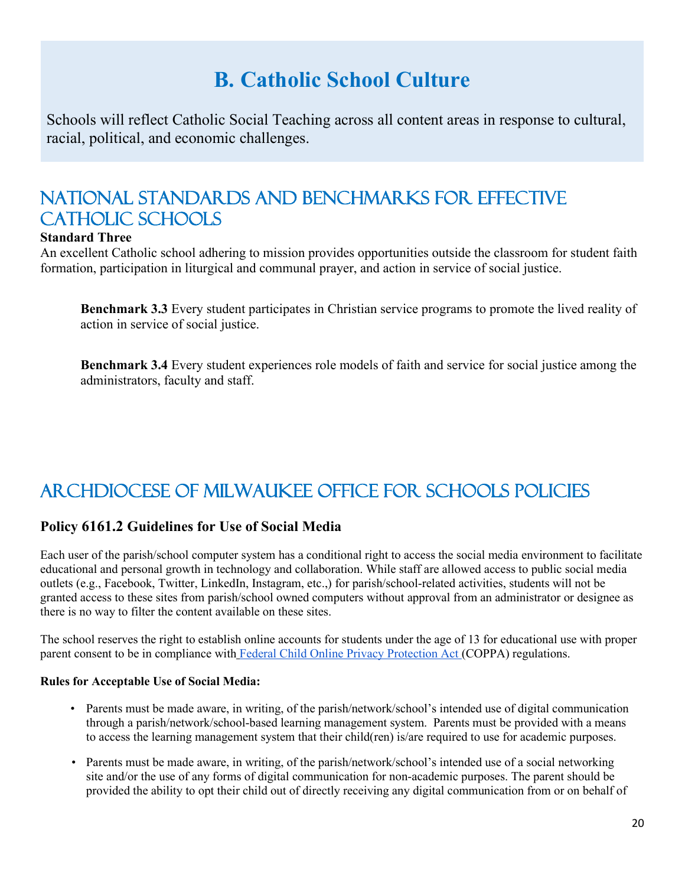# B. Catholic School Culture

Schools will reflect Catholic Social Teaching across all content areas in response to cultural, racial, political, and economic challenges.

## National Standards and Benchmarks for Effective Catholic Schools

**Standard Three**

An excellent Catholic school adhering to mission provides opportunities outside the classroom for student faith formation, participation in liturgical and communal prayer, and action in service of social justice.

> **Benchmark 3.3** Every student participates in Christian service programs to promote the lived reality of action in service of social justice.
>
> **Benchmark 3.4** Every student experiences role models of faith and service for social justice among the administrators, faculty and staff.

## Archdiocese of Milwaukee Office for Schools Policies

### Policy 6161.2 Guidelines for Use of Social Media

Each user of the parish/school computer system has a conditional right to access the social media environment to facilitate educational and personal growth in technology and collaboration. While staff are allowed access to public social media outlets (e.g., Facebook, Twitter, LinkedIn, Instagram, etc.,) for parish/school-related activities, students will not be granted access to these sites from parish/school owned computers without approval from an administrator or designee as there is no way to filter the content available on these sites.

The school reserves the right to establish online accounts for students under the age of 13 for educational use with proper parent consent to be in compliance with Federal Child Online Privacy Protection Act (COPPA) regulations.

**Rules for Acceptable Use of Social Media:**

- Parents must be made aware, in writing, of the parish/network/school's intended use of digital communication through a parish/network/school-based learning management system. Parents must be provided with a means to access the learning management system that their child(ren) is/are required to use for academic purposes.
- Parents must be made aware, in writing, of the parish/network/school's intended use of a social networking site and/or the use of any forms of digital communication for non-academic purposes. The parent should be provided the ability to opt their child out of directly receiving any digital communication from or on behalf of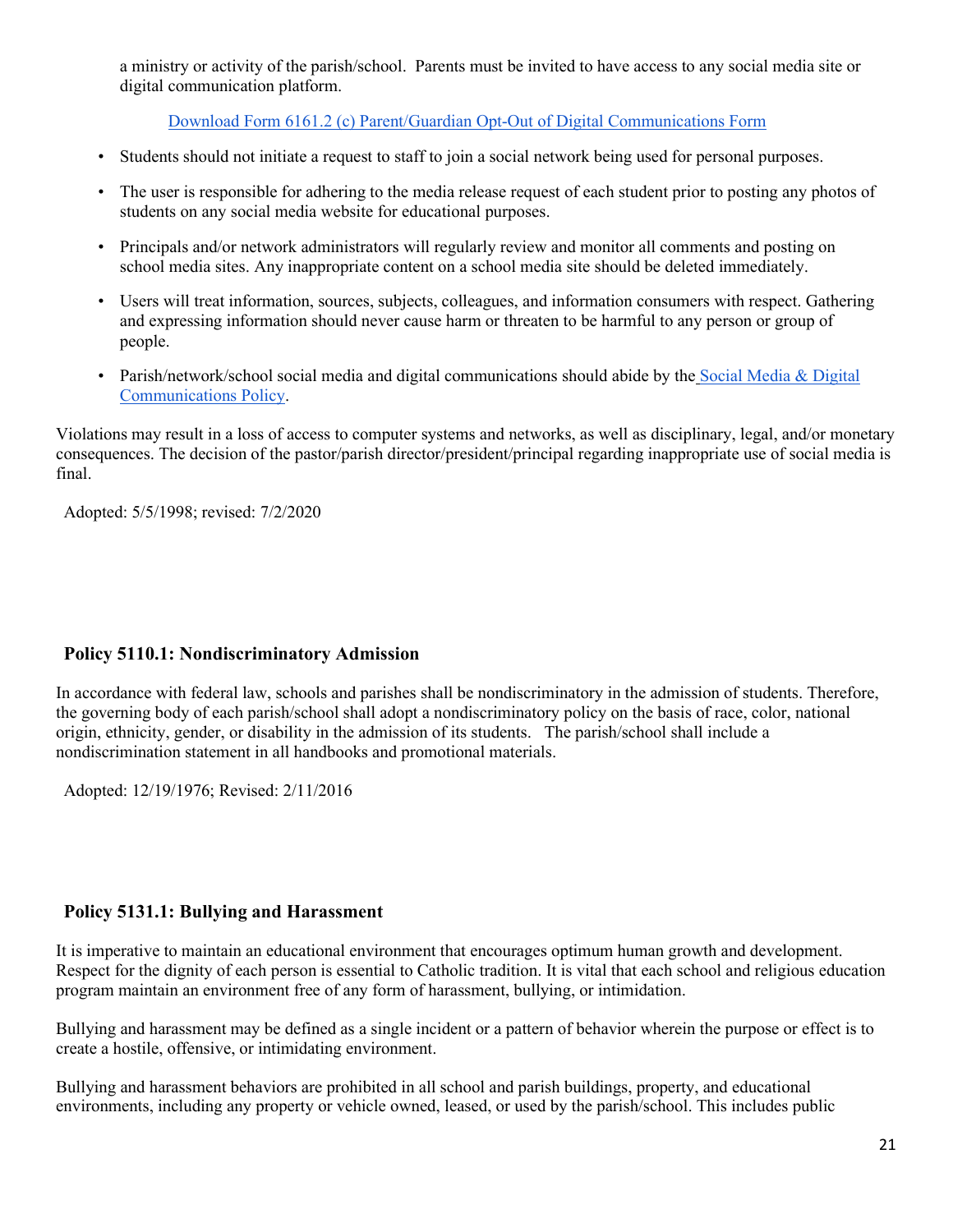a ministry or activity of the parish/school. Parents must be invited to have access to any social media site or digital communication platform.

[Download Form 6161.2 (c) Parent/Guardian Opt-Out of Digital Communications Form]

- Students should not initiate a request to staff to join a social network being used for personal purposes.
- The user is responsible for adhering to the media release request of each student prior to posting any photos of students on any social media website for educational purposes.
- Principals and/or network administrators will regularly review and monitor all comments and posting on school media sites. Any inappropriate content on a school media site should be deleted immediately.
- Users will treat information, sources, subjects, colleagues, and information consumers with respect. Gathering and expressing information should never cause harm or threaten to be harmful to any person or group of people.
- Parish/network/school social media and digital communications should abide by the Social Media & Digital Communications Policy.

Violations may result in a loss of access to computer systems and networks, as well as disciplinary, legal, and/or monetary consequences. The decision of the pastor/parish director/president/principal regarding inappropriate use of social media is final.

Adopted: 5/5/1998; revised: 7/2/2020

## Policy 5110.1: Nondiscriminatory Admission

In accordance with federal law, schools and parishes shall be nondiscriminatory in the admission of students. Therefore, the governing body of each parish/school shall adopt a nondiscriminatory policy on the basis of race, color, national origin, ethnicity, gender, or disability in the admission of its students. The parish/school shall include a nondiscrimination statement in all handbooks and promotional materials.

Adopted: 12/19/1976; Revised: 2/11/2016

## Policy 5131.1: Bullying and Harassment

It is imperative to maintain an educational environment that encourages optimum human growth and development. Respect for the dignity of each person is essential to Catholic tradition. It is vital that each school and religious education program maintain an environment free of any form of harassment, bullying, or intimidation.

Bullying and harassment may be defined as a single incident or a pattern of behavior wherein the purpose or effect is to create a hostile, offensive, or intimidating environment.

Bullying and harassment behaviors are prohibited in all school and parish buildings, property, and educational environments, including any property or vehicle owned, leased, or used by the parish/school. This includes public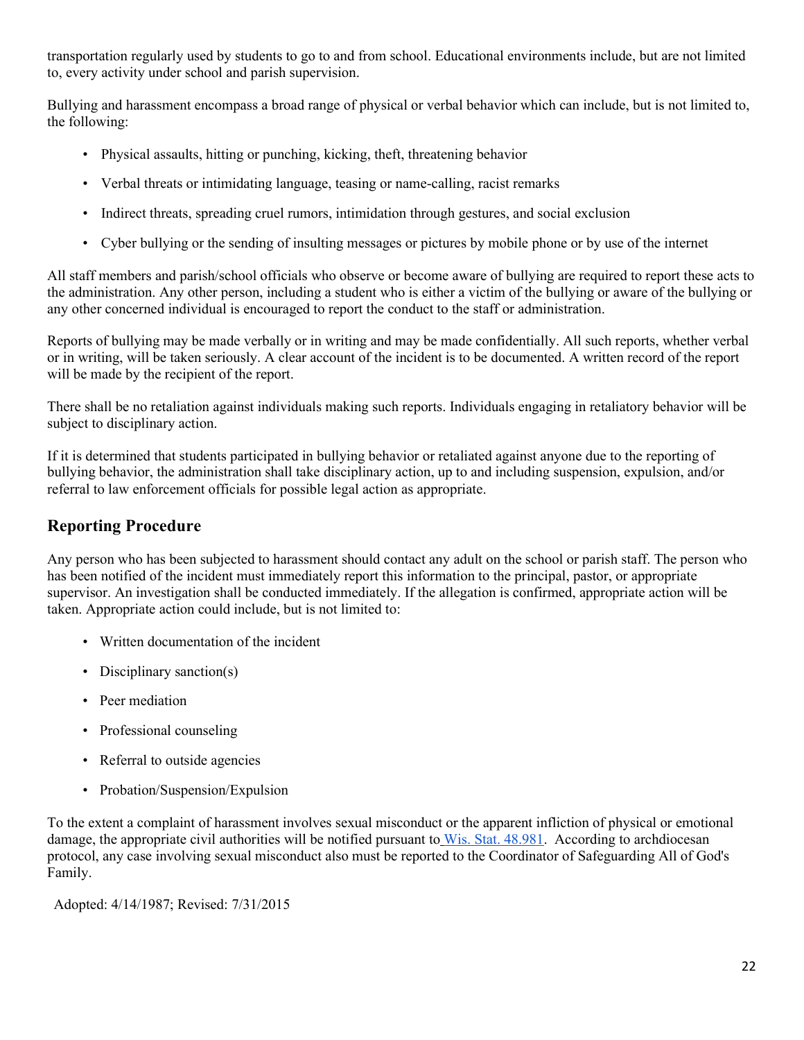transportation regularly used by students to go to and from school. Educational environments include, but are not limited to, every activity under school and parish supervision.

Bullying and harassment encompass a broad range of physical or verbal behavior which can include, but is not limited to, the following:

- Physical assaults, hitting or punching, kicking, theft, threatening behavior
- Verbal threats or intimidating language, teasing or name-calling, racist remarks
- Indirect threats, spreading cruel rumors, intimidation through gestures, and social exclusion
- Cyber bullying or the sending of insulting messages or pictures by mobile phone or by use of the internet

All staff members and parish/school officials who observe or become aware of bullying are required to report these acts to the administration. Any other person, including a student who is either a victim of the bullying or aware of the bullying or any other concerned individual is encouraged to report the conduct to the staff or administration.

Reports of bullying may be made verbally or in writing and may be made confidentially. All such reports, whether verbal or in writing, will be taken seriously. A clear account of the incident is to be documented. A written record of the report will be made by the recipient of the report.

There shall be no retaliation against individuals making such reports. Individuals engaging in retaliatory behavior will be subject to disciplinary action.

If it is determined that students participated in bullying behavior or retaliated against anyone due to the reporting of bullying behavior, the administration shall take disciplinary action, up to and including suspension, expulsion, and/or referral to law enforcement officials for possible legal action as appropriate.

## Reporting Procedure

Any person who has been subjected to harassment should contact any adult on the school or parish staff. The person who has been notified of the incident must immediately report this information to the principal, pastor, or appropriate supervisor. An investigation shall be conducted immediately. If the allegation is confirmed, appropriate action will be taken. Appropriate action could include, but is not limited to:

- Written documentation of the incident
- Disciplinary sanction(s)
- Peer mediation
- Professional counseling
- Referral to outside agencies
- Probation/Suspension/Expulsion

To the extent a complaint of harassment involves sexual misconduct or the apparent infliction of physical or emotional damage, the appropriate civil authorities will be notified pursuant to Wis. Stat. 48.981. According to archdiocesan protocol, any case involving sexual misconduct also must be reported to the Coordinator of Safeguarding All of God's Family.

Adopted: 4/14/1987; Revised: 7/31/2015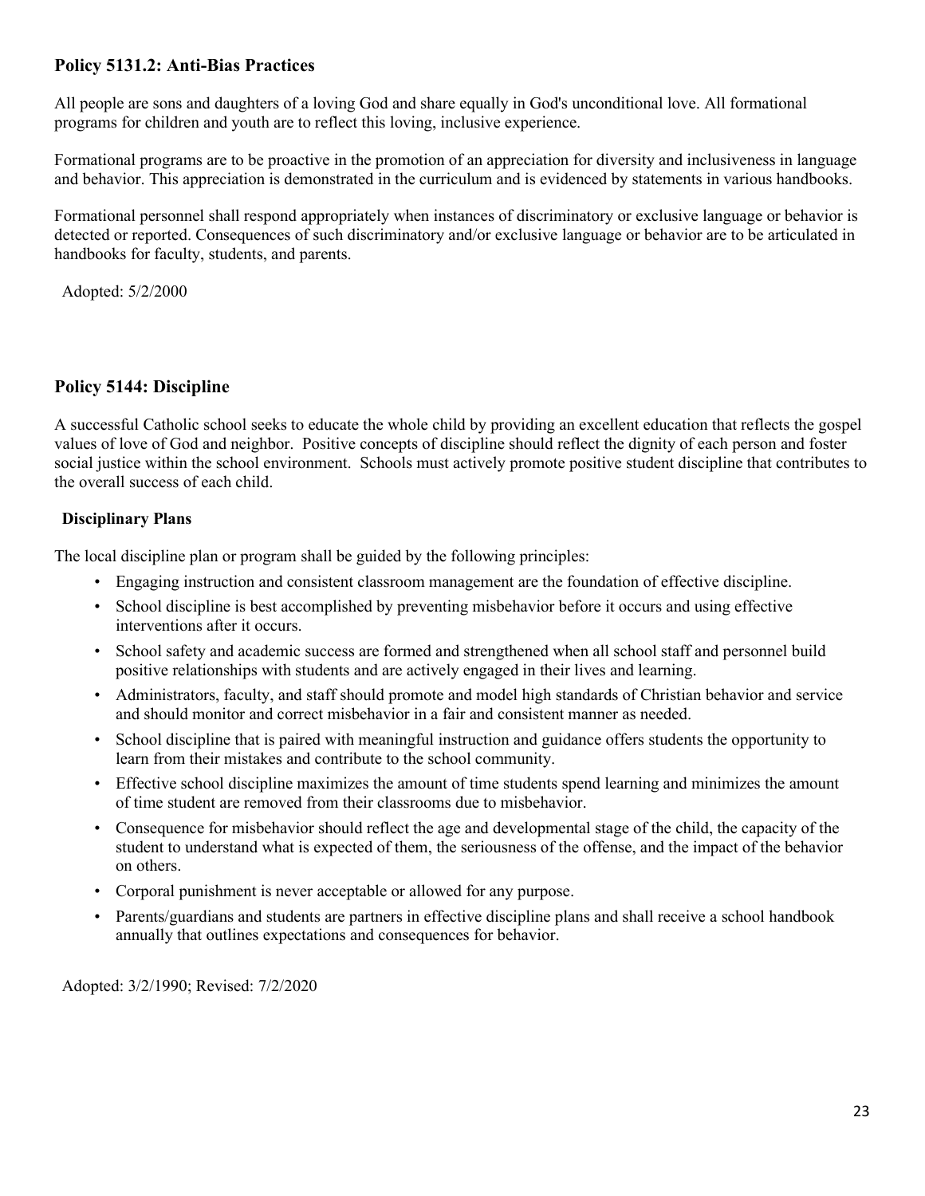## Policy 5131.2: Anti-Bias Practices

All people are sons and daughters of a loving God and share equally in God's unconditional love. All formational programs for children and youth are to reflect this loving, inclusive experience.

Formational programs are to be proactive in the promotion of an appreciation for diversity and inclusiveness in language and behavior. This appreciation is demonstrated in the curriculum and is evidenced by statements in various handbooks.

Formational personnel shall respond appropriately when instances of discriminatory or exclusive language or behavior is detected or reported. Consequences of such discriminatory and/or exclusive language or behavior are to be articulated in handbooks for faculty, students, and parents.

Adopted: 5/2/2000

## Policy 5144: Discipline

A successful Catholic school seeks to educate the whole child by providing an excellent education that reflects the gospel values of love of God and neighbor. Positive concepts of discipline should reflect the dignity of each person and foster social justice within the school environment. Schools must actively promote positive student discipline that contributes to the overall success of each child.

### Disciplinary Plans

The local discipline plan or program shall be guided by the following principles:

- Engaging instruction and consistent classroom management are the foundation of effective discipline.
- School discipline is best accomplished by preventing misbehavior before it occurs and using effective interventions after it occurs.
- School safety and academic success are formed and strengthened when all school staff and personnel build positive relationships with students and are actively engaged in their lives and learning.
- Administrators, faculty, and staff should promote and model high standards of Christian behavior and service and should monitor and correct misbehavior in a fair and consistent manner as needed.
- School discipline that is paired with meaningful instruction and guidance offers students the opportunity to learn from their mistakes and contribute to the school community.
- Effective school discipline maximizes the amount of time students spend learning and minimizes the amount of time student are removed from their classrooms due to misbehavior.
- Consequence for misbehavior should reflect the age and developmental stage of the child, the capacity of the student to understand what is expected of them, the seriousness of the offense, and the impact of the behavior on others.
- Corporal punishment is never acceptable or allowed for any purpose.
- Parents/guardians and students are partners in effective discipline plans and shall receive a school handbook annually that outlines expectations and consequences for behavior.

Adopted: 3/2/1990; Revised: 7/2/2020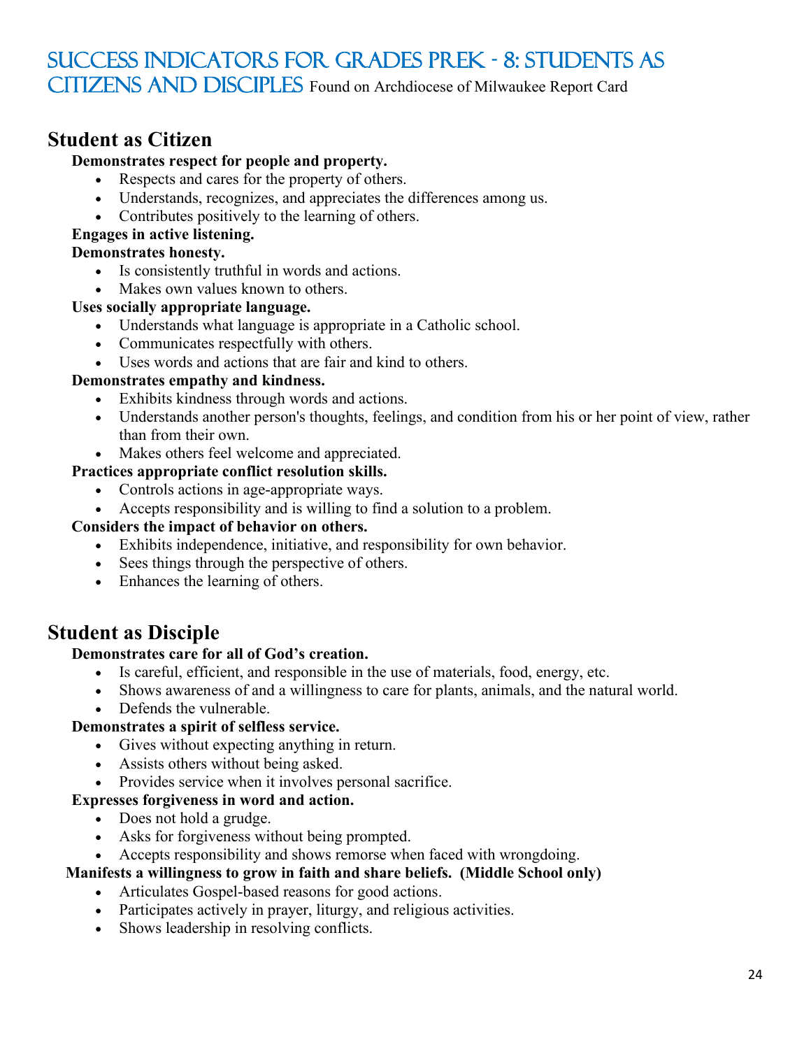# Success Indicators for Grades PreK - 8: Students as Citizens and Disciples

Found on Archdiocese of Milwaukee Report Card

## Student as Citizen

**Demonstrates respect for people and property.**

- Respects and cares for the property of others.
- Understands, recognizes, and appreciates the differences among us.
- Contributes positively to the learning of others.

**Engages in active listening.**

**Demonstrates honesty.**

- Is consistently truthful in words and actions.
- Makes own values known to others.

**Uses socially appropriate language.**

- Understands what language is appropriate in a Catholic school.
- Communicates respectfully with others.
- Uses words and actions that are fair and kind to others.

**Demonstrates empathy and kindness.**

- Exhibits kindness through words and actions.
- Understands another person's thoughts, feelings, and condition from his or her point of view, rather than from their own.
- Makes others feel welcome and appreciated.

**Practices appropriate conflict resolution skills.**

- Controls actions in age-appropriate ways.
- Accepts responsibility and is willing to find a solution to a problem.

**Considers the impact of behavior on others.**

- Exhibits independence, initiative, and responsibility for own behavior.
- Sees things through the perspective of others.
- Enhances the learning of others.

## Student as Disciple

**Demonstrates care for all of God's creation.**

- Is careful, efficient, and responsible in the use of materials, food, energy, etc.
- Shows awareness of and a willingness to care for plants, animals, and the natural world.
- Defends the vulnerable.

**Demonstrates a spirit of selfless service.**

- Gives without expecting anything in return.
- Assists others without being asked.
- Provides service when it involves personal sacrifice.

**Expresses forgiveness in word and action.**

- Does not hold a grudge.
- Asks for forgiveness without being prompted.
- Accepts responsibility and shows remorse when faced with wrongdoing.

**Manifests a willingness to grow in faith and share beliefs. (Middle School only)**

- Articulates Gospel-based reasons for good actions.
- Participates actively in prayer, liturgy, and religious activities.
- Shows leadership in resolving conflicts.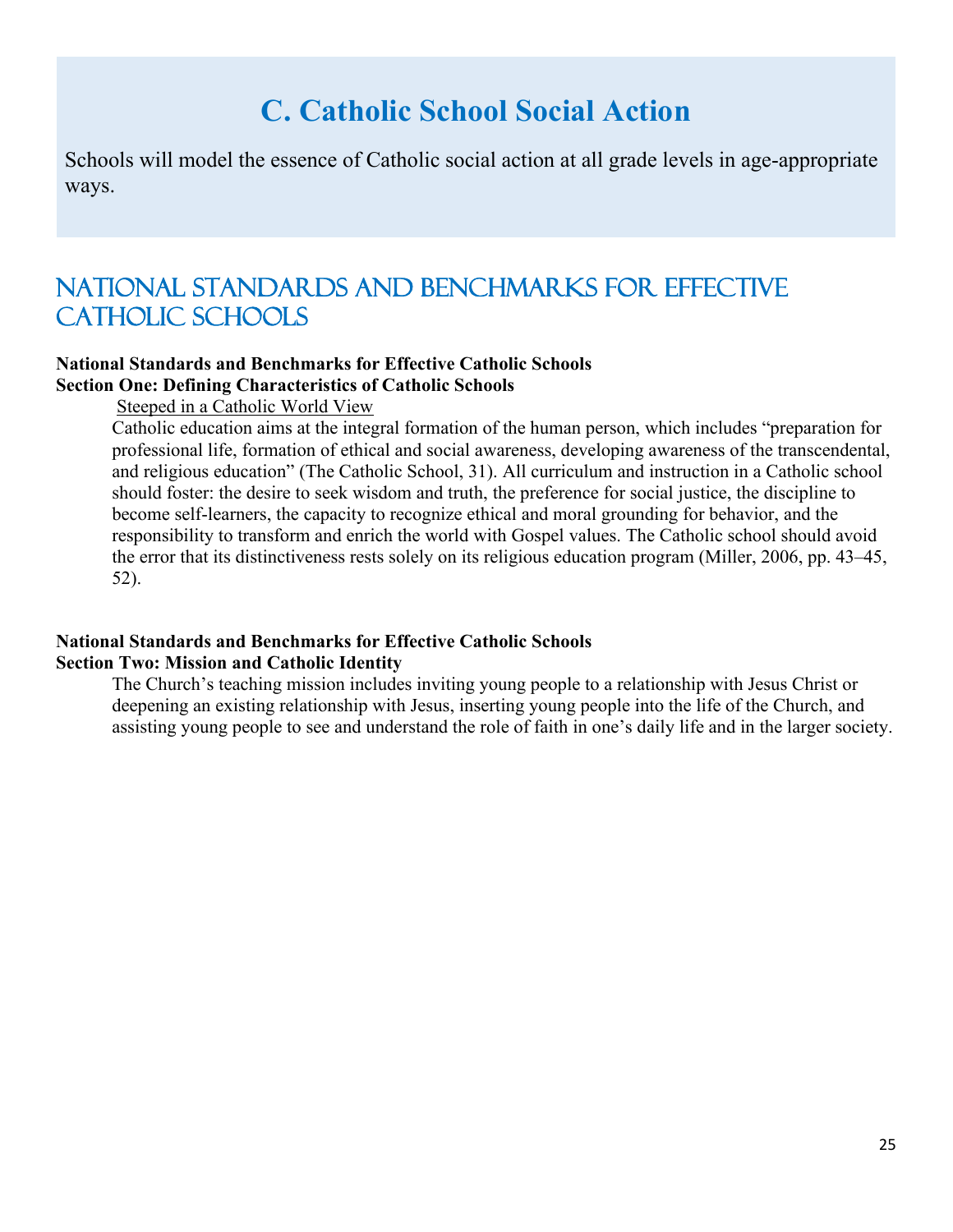# C. Catholic School Social Action

Schools will model the essence of Catholic social action at all grade levels in age-appropriate ways.

## National Standards and Benchmarks for Effective Catholic Schools

**National Standards and Benchmarks for Effective Catholic Schools**
**Section One: Defining Characteristics of Catholic Schools**

Steeped in a Catholic World View

Catholic education aims at the integral formation of the human person, which includes "preparation for professional life, formation of ethical and social awareness, developing awareness of the transcendental, and religious education" (The Catholic School, 31). All curriculum and instruction in a Catholic school should foster: the desire to seek wisdom and truth, the preference for social justice, the discipline to become self-learners, the capacity to recognize ethical and moral grounding for behavior, and the responsibility to transform and enrich the world with Gospel values. The Catholic school should avoid the error that its distinctiveness rests solely on its religious education program (Miller, 2006, pp. 43–45, 52).

**National Standards and Benchmarks for Effective Catholic Schools**
**Section Two: Mission and Catholic Identity**

The Church's teaching mission includes inviting young people to a relationship with Jesus Christ or deepening an existing relationship with Jesus, inserting young people into the life of the Church, and assisting young people to see and understand the role of faith in one's daily life and in the larger society.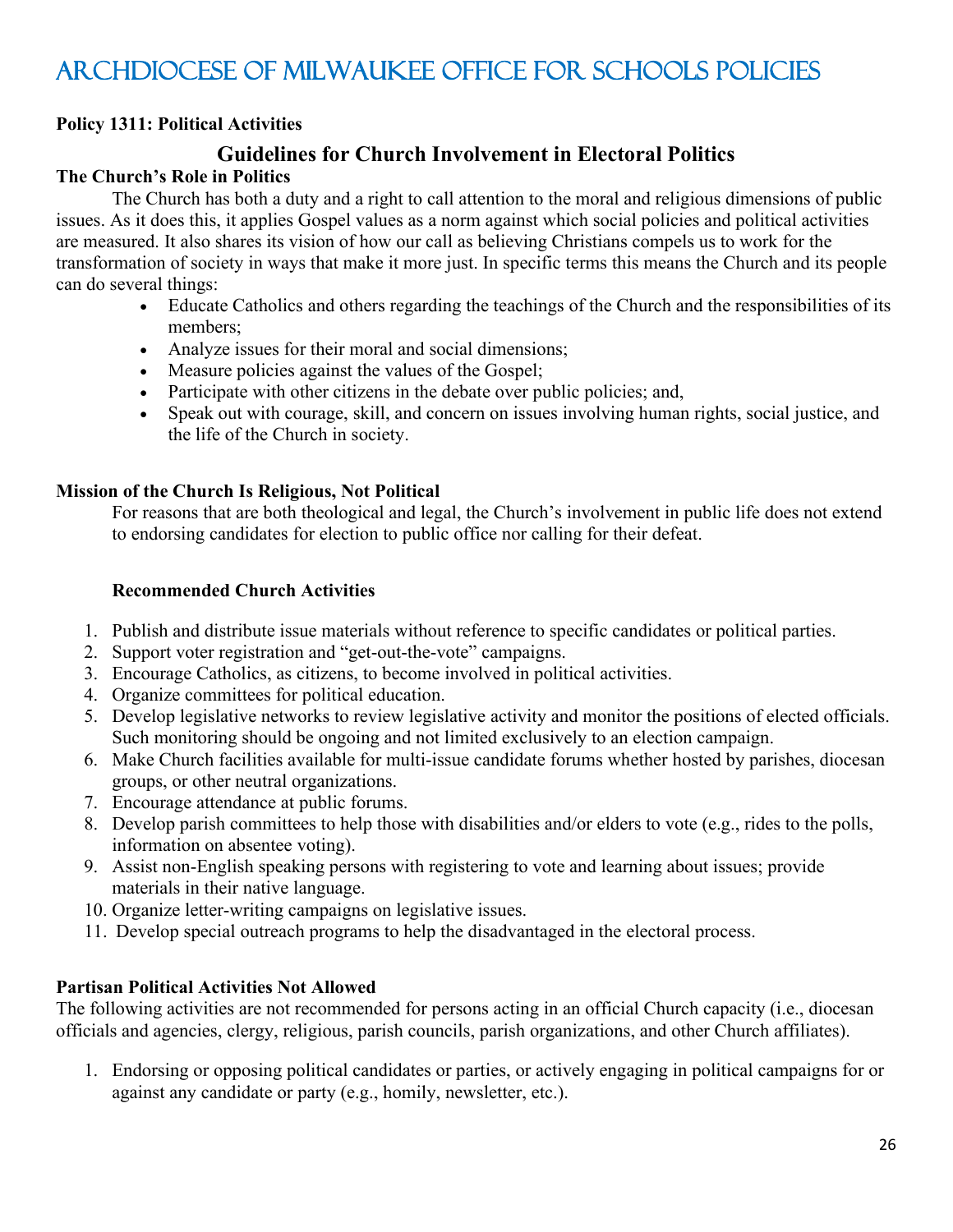# Archdiocese of Milwaukee Office for Schools Policies

**Policy 1311: Political Activities**

## Guidelines for Church Involvement in Electoral Politics

**The Church's Role in Politics**

The Church has both a duty and a right to call attention to the moral and religious dimensions of public issues. As it does this, it applies Gospel values as a norm against which social policies and political activities are measured. It also shares its vision of how our call as believing Christians compels us to work for the transformation of society in ways that make it more just. In specific terms this means the Church and its people can do several things:

- Educate Catholics and others regarding the teachings of the Church and the responsibilities of its members;
- Analyze issues for their moral and social dimensions;
- Measure policies against the values of the Gospel;
- Participate with other citizens in the debate over public policies; and,
- Speak out with courage, skill, and concern on issues involving human rights, social justice, and the life of the Church in society.

**Mission of the Church Is Religious, Not Political**

For reasons that are both theological and legal, the Church's involvement in public life does not extend to endorsing candidates for election to public office nor calling for their defeat.

**Recommended Church Activities**

1. Publish and distribute issue materials without reference to specific candidates or political parties.
2. Support voter registration and "get-out-the-vote" campaigns.
3. Encourage Catholics, as citizens, to become involved in political activities.
4. Organize committees for political education.
5. Develop legislative networks to review legislative activity and monitor the positions of elected officials. Such monitoring should be ongoing and not limited exclusively to an election campaign.
6. Make Church facilities available for multi-issue candidate forums whether hosted by parishes, diocesan groups, or other neutral organizations.
7. Encourage attendance at public forums.
8. Develop parish committees to help those with disabilities and/or elders to vote (e.g., rides to the polls, information on absentee voting).
9. Assist non-English speaking persons with registering to vote and learning about issues; provide materials in their native language.
10. Organize letter-writing campaigns on legislative issues.
11. Develop special outreach programs to help the disadvantaged in the electoral process.

**Partisan Political Activities Not Allowed**

The following activities are not recommended for persons acting in an official Church capacity (i.e., diocesan officials and agencies, clergy, religious, parish councils, parish organizations, and other Church affiliates).

1. Endorsing or opposing political candidates or parties, or actively engaging in political campaigns for or against any candidate or party (e.g., homily, newsletter, etc.).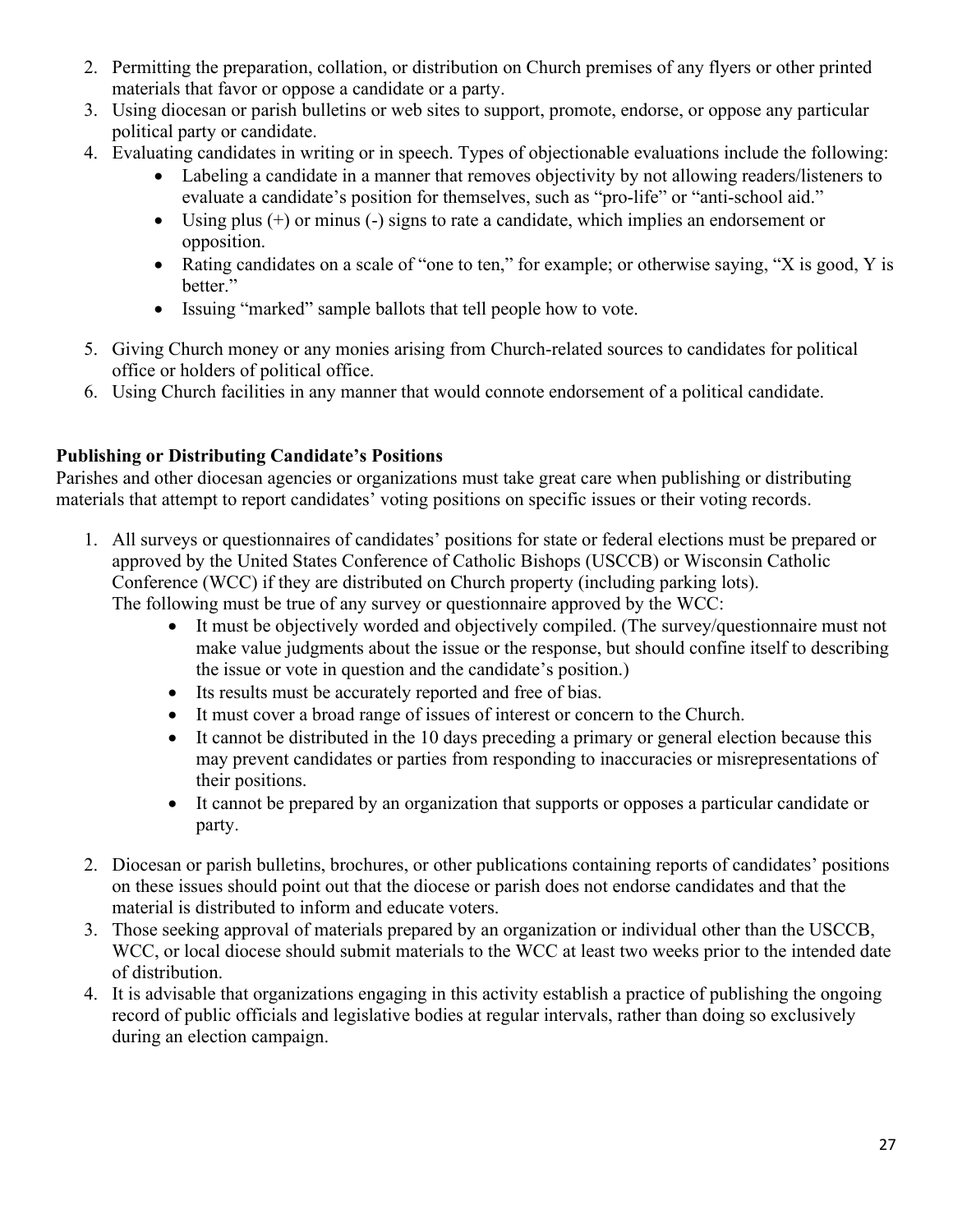2. Permitting the preparation, collation, or distribution on Church premises of any flyers or other printed materials that favor or oppose a candidate or a party.
3. Using diocesan or parish bulletins or web sites to support, promote, endorse, or oppose any particular political party or candidate.
4. Evaluating candidates in writing or in speech. Types of objectionable evaluations include the following:
    - Labeling a candidate in a manner that removes objectivity by not allowing readers/listeners to evaluate a candidate's position for themselves, such as "pro-life" or "anti-school aid."
    - Using plus (+) or minus (-) signs to rate a candidate, which implies an endorsement or opposition.
    - Rating candidates on a scale of "one to ten," for example; or otherwise saying, "X is good, Y is better."
    - Issuing "marked" sample ballots that tell people how to vote.
5. Giving Church money or any monies arising from Church-related sources to candidates for political office or holders of political office.
6. Using Church facilities in any manner that would connote endorsement of a political candidate.

**Publishing or Distributing Candidate's Positions**

Parishes and other diocesan agencies or organizations must take great care when publishing or distributing materials that attempt to report candidates' voting positions on specific issues or their voting records.

1. All surveys or questionnaires of candidates' positions for state or federal elections must be prepared or approved by the United States Conference of Catholic Bishops (USCCB) or Wisconsin Catholic Conference (WCC) if they are distributed on Church property (including parking lots). The following must be true of any survey or questionnaire approved by the WCC:
    - It must be objectively worded and objectively compiled. (The survey/questionnaire must not make value judgments about the issue or the response, but should confine itself to describing the issue or vote in question and the candidate's position.)
    - Its results must be accurately reported and free of bias.
    - It must cover a broad range of issues of interest or concern to the Church.
    - It cannot be distributed in the 10 days preceding a primary or general election because this may prevent candidates or parties from responding to inaccuracies or misrepresentations of their positions.
    - It cannot be prepared by an organization that supports or opposes a particular candidate or party.
2. Diocesan or parish bulletins, brochures, or other publications containing reports of candidates' positions on these issues should point out that the diocese or parish does not endorse candidates and that the material is distributed to inform and educate voters.
3. Those seeking approval of materials prepared by an organization or individual other than the USCCB, WCC, or local diocese should submit materials to the WCC at least two weeks prior to the intended date of distribution.
4. It is advisable that organizations engaging in this activity establish a practice of publishing the ongoing record of public officials and legislative bodies at regular intervals, rather than doing so exclusively during an election campaign.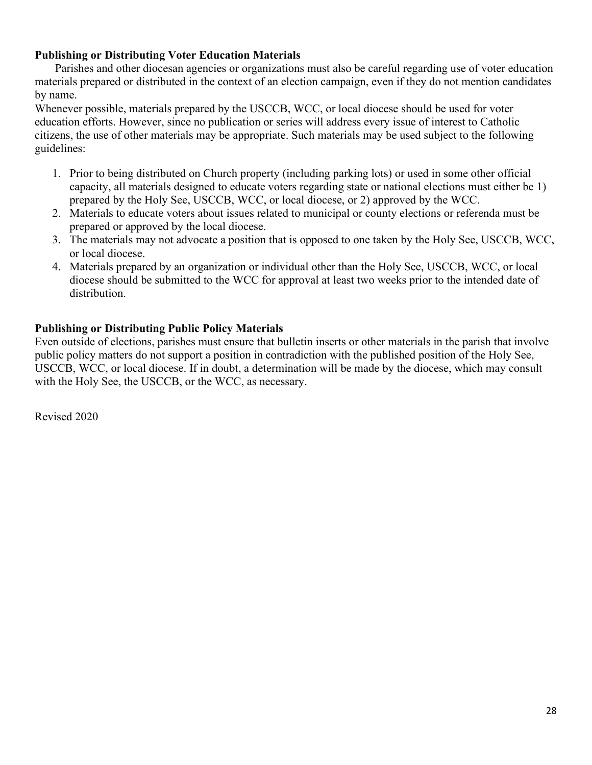**Publishing or Distributing Voter Education Materials**

Parishes and other diocesan agencies or organizations must also be careful regarding use of voter education materials prepared or distributed in the context of an election campaign, even if they do not mention candidates by name.

Whenever possible, materials prepared by the USCCB, WCC, or local diocese should be used for voter education efforts. However, since no publication or series will address every issue of interest to Catholic citizens, the use of other materials may be appropriate. Such materials may be used subject to the following guidelines:

1. Prior to being distributed on Church property (including parking lots) or used in some other official capacity, all materials designed to educate voters regarding state or national elections must either be 1) prepared by the Holy See, USCCB, WCC, or local diocese, or 2) approved by the WCC.
2. Materials to educate voters about issues related to municipal or county elections or referenda must be prepared or approved by the local diocese.
3. The materials may not advocate a position that is opposed to one taken by the Holy See, USCCB, WCC, or local diocese.
4. Materials prepared by an organization or individual other than the Holy See, USCCB, WCC, or local diocese should be submitted to the WCC for approval at least two weeks prior to the intended date of distribution.

**Publishing or Distributing Public Policy Materials**

Even outside of elections, parishes must ensure that bulletin inserts or other materials in the parish that involve public policy matters do not support a position in contradiction with the published position of the Holy See, USCCB, WCC, or local diocese. If in doubt, a determination will be made by the diocese, which may consult with the Holy See, the USCCB, or the WCC, as necessary.

Revised 2020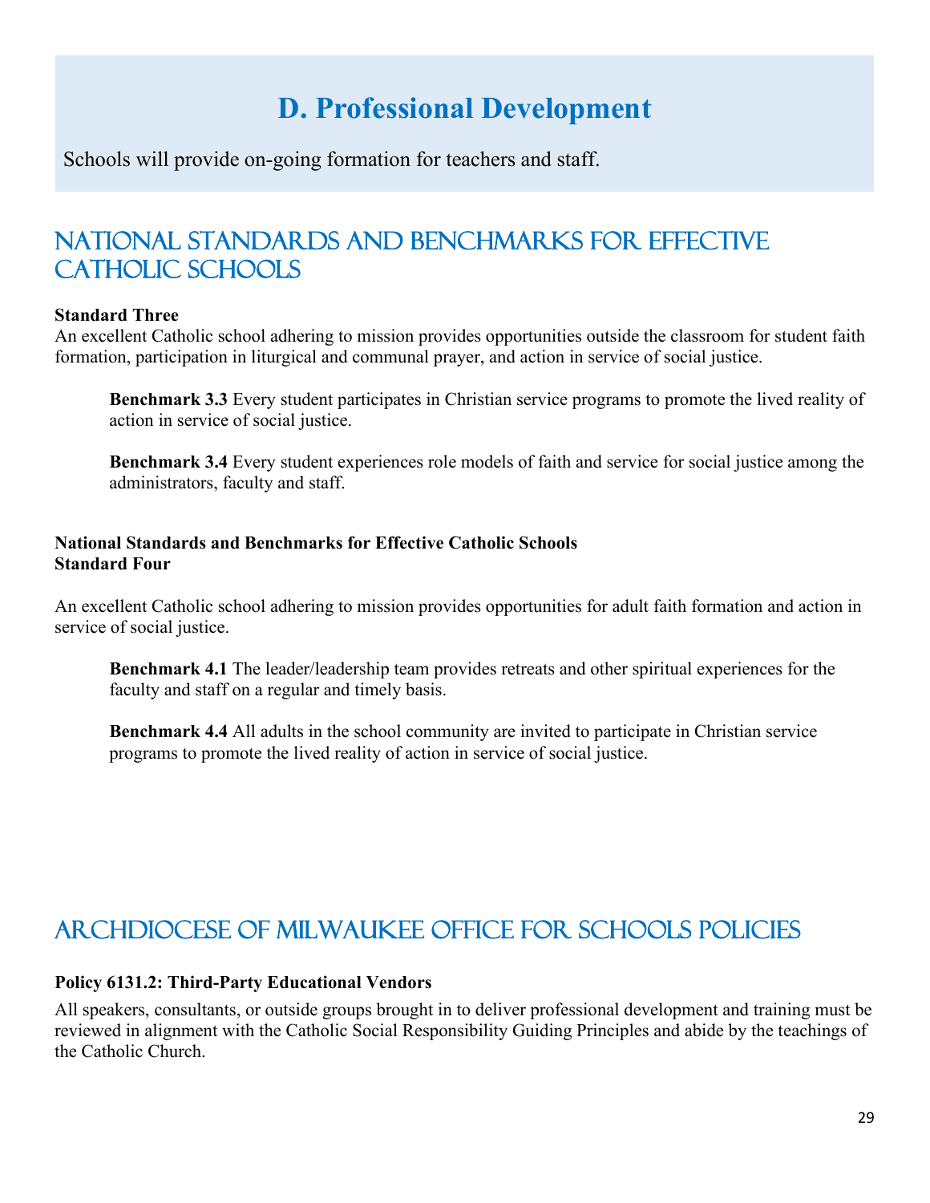# D. Professional Development

Schools will provide on-going formation for teachers and staff.

## National Standards and Benchmarks for Effective Catholic Schools

**Standard Three**

An excellent Catholic school adhering to mission provides opportunities outside the classroom for student faith formation, participation in liturgical and communal prayer, and action in service of social justice.

> **Benchmark 3.3** Every student participates in Christian service programs to promote the lived reality of action in service of social justice.
>
> **Benchmark 3.4** Every student experiences role models of faith and service for social justice among the administrators, faculty and staff.

**National Standards and Benchmarks for Effective Catholic Schools**
**Standard Four**

An excellent Catholic school adhering to mission provides opportunities for adult faith formation and action in service of social justice.

> **Benchmark 4.1** The leader/leadership team provides retreats and other spiritual experiences for the faculty and staff on a regular and timely basis.
>
> **Benchmark 4.4** All adults in the school community are invited to participate in Christian service programs to promote the lived reality of action in service of social justice.

## Archdiocese of Milwaukee Office for Schools Policies

**Policy 6131.2: Third-Party Educational Vendors**

All speakers, consultants, or outside groups brought in to deliver professional development and training must be reviewed in alignment with the Catholic Social Responsibility Guiding Principles and abide by the teachings of the Catholic Church.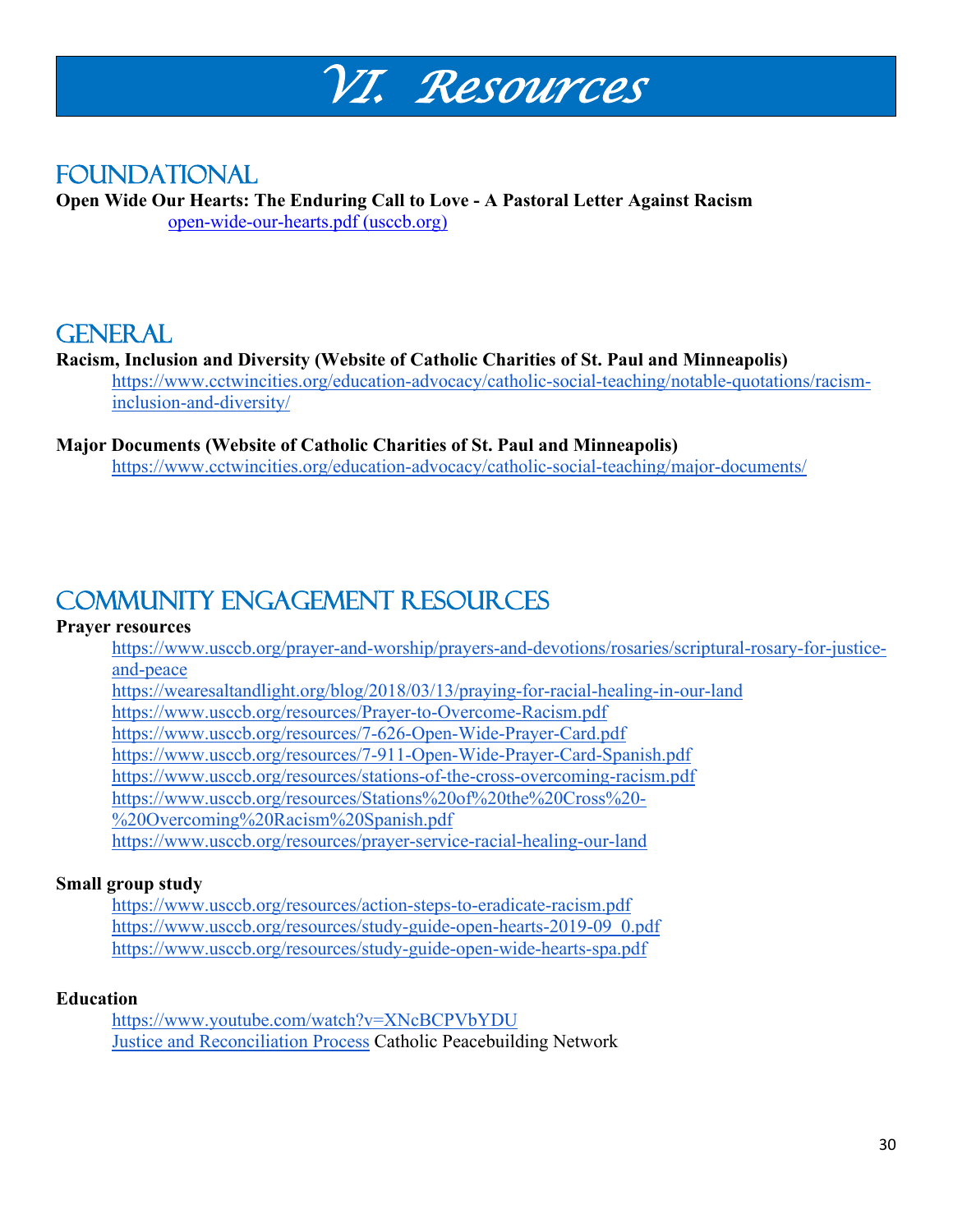# VI. Resources

## Foundational

**Open Wide Our Hearts: The Enduring Call to Love - A Pastoral Letter Against Racism**

open-wide-our-hearts.pdf (usccb.org)

## General

**Racism, Inclusion and Diversity (Website of Catholic Charities of St. Paul and Minneapolis)**

https://www.cctwincities.org/education-advocacy/catholic-social-teaching/notable-quotations/racism-inclusion-and-diversity/

**Major Documents (Website of Catholic Charities of St. Paul and Minneapolis)**

https://www.cctwincities.org/education-advocacy/catholic-social-teaching/major-documents/

## Community Engagement Resources

**Prayer resources**

https://www.usccb.org/prayer-and-worship/prayers-and-devotions/rosaries/scriptural-rosary-for-justice-and-peace
https://wearesaltandlight.org/blog/2018/03/13/praying-for-racial-healing-in-our-land
https://www.usccb.org/resources/Prayer-to-Overcome-Racism.pdf
https://www.usccb.org/resources/7-626-Open-Wide-Prayer-Card.pdf
https://www.usccb.org/resources/7-911-Open-Wide-Prayer-Card-Spanish.pdf
https://www.usccb.org/resources/stations-of-the-cross-overcoming-racism.pdf
https://www.usccb.org/resources/Stations%20of%20the%20Cross%20-%20Overcoming%20Racism%20Spanish.pdf
https://www.usccb.org/resources/prayer-service-racial-healing-our-land

**Small group study**

https://www.usccb.org/resources/action-steps-to-eradicate-racism.pdf
https://www.usccb.org/resources/study-guide-open-hearts-2019-09_0.pdf
https://www.usccb.org/resources/study-guide-open-wide-hearts-spa.pdf

**Education**

https://www.youtube.com/watch?v=XNcBCPVbYDU
Justice and Reconciliation Process Catholic Peacebuilding Network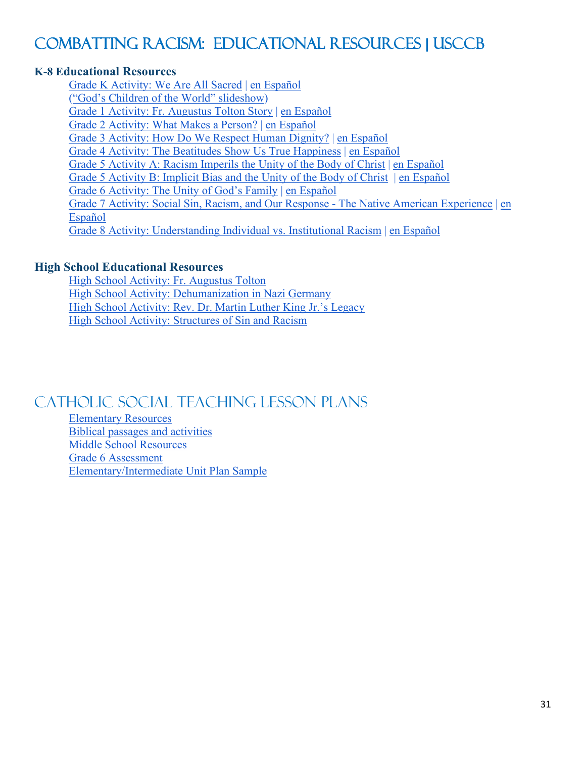# Combatting Racism: Educational Resources | USCCB

**K-8 Educational Resources**

- Grade K Activity: We Are All Sacred | en Español
- ("God's Children of the World" slideshow)
- Grade 1 Activity: Fr. Augustus Tolton Story | en Español
- Grade 2 Activity: What Makes a Person? | en Español
- Grade 3 Activity: How Do We Respect Human Dignity? | en Español
- Grade 4 Activity: The Beatitudes Show Us True Happiness | en Español
- Grade 5 Activity A: Racism Imperils the Unity of the Body of Christ | en Español
- Grade 5 Activity B: Implicit Bias and the Unity of the Body of Christ | en Español
- Grade 6 Activity: The Unity of God's Family | en Español
- Grade 7 Activity: Social Sin, Racism, and Our Response - The Native American Experience | en Español
- Grade 8 Activity: Understanding Individual vs. Institutional Racism | en Español

**High School Educational Resources**

- High School Activity: Fr. Augustus Tolton
- High School Activity: Dehumanization in Nazi Germany
- High School Activity: Rev. Dr. Martin Luther King Jr.'s Legacy
- High School Activity: Structures of Sin and Racism

# Catholic Social Teaching Lesson Plans

- Elementary Resources
- Biblical passages and activities
- Middle School Resources
- Grade 6 Assessment
- Elementary/Intermediate Unit Plan Sample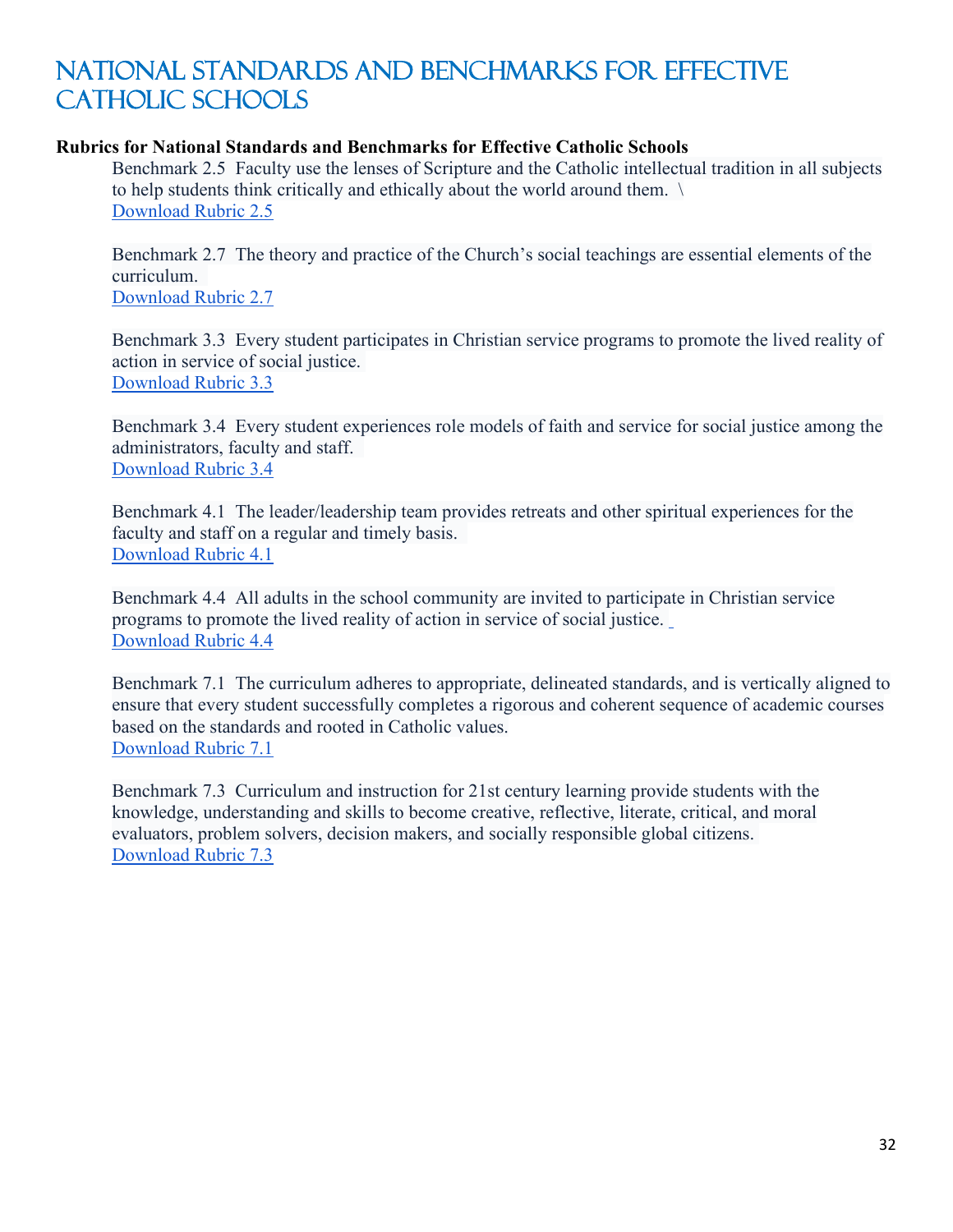# National Standards and Benchmarks for Effective Catholic Schools

**Rubrics for National Standards and Benchmarks for Effective Catholic Schools**

Benchmark 2.5 Faculty use the lenses of Scripture and the Catholic intellectual tradition in all subjects to help students think critically and ethically about the world around them. \
Download Rubric 2.5

Benchmark 2.7 The theory and practice of the Church's social teachings are essential elements of the curriculum.
Download Rubric 2.7

Benchmark 3.3 Every student participates in Christian service programs to promote the lived reality of action in service of social justice.
Download Rubric 3.3

Benchmark 3.4 Every student experiences role models of faith and service for social justice among the administrators, faculty and staff.
Download Rubric 3.4

Benchmark 4.1 The leader/leadership team provides retreats and other spiritual experiences for the faculty and staff on a regular and timely basis.
Download Rubric 4.1

Benchmark 4.4 All adults in the school community are invited to participate in Christian service programs to promote the lived reality of action in service of social justice.
Download Rubric 4.4

Benchmark 7.1 The curriculum adheres to appropriate, delineated standards, and is vertically aligned to ensure that every student successfully completes a rigorous and coherent sequence of academic courses based on the standards and rooted in Catholic values.
Download Rubric 7.1

Benchmark 7.3 Curriculum and instruction for 21st century learning provide students with the knowledge, understanding and skills to become creative, reflective, literate, critical, and moral evaluators, problem solvers, decision makers, and socially responsible global citizens.
Download Rubric 7.3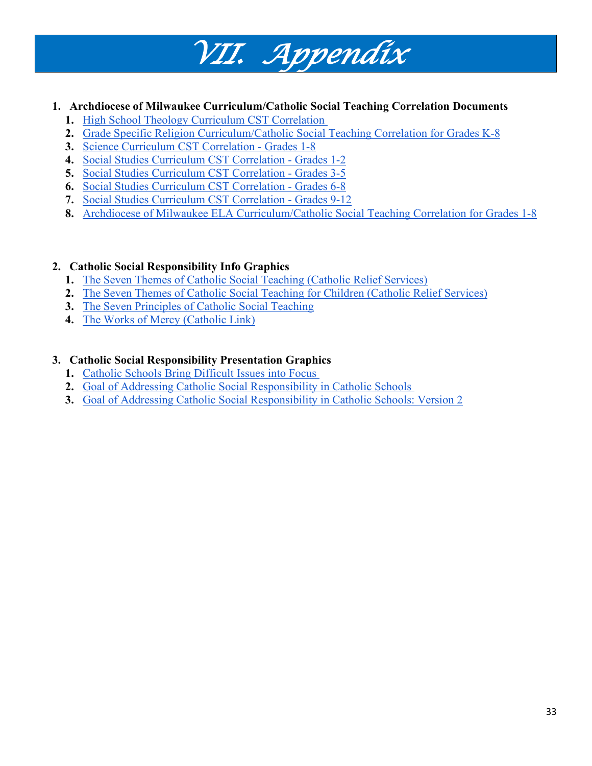# VII. Appendix

1. **Archdiocese of Milwaukee Curriculum/Catholic Social Teaching Correlation Documents**
    1. High School Theology Curriculum CST Correlation
    2. Grade Specific Religion Curriculum/Catholic Social Teaching Correlation for Grades K-8
    3. Science Curriculum CST Correlation - Grades 1-8
    4. Social Studies Curriculum CST Correlation - Grades 1-2
    5. Social Studies Curriculum CST Correlation - Grades 3-5
    6. Social Studies Curriculum CST Correlation - Grades 6-8
    7. Social Studies Curriculum CST Correlation - Grades 9-12
    8. Archdiocese of Milwaukee ELA Curriculum/Catholic Social Teaching Correlation for Grades 1-8

2. **Catholic Social Responsibility Info Graphics**
    1. The Seven Themes of Catholic Social Teaching (Catholic Relief Services)
    2. The Seven Themes of Catholic Social Teaching for Children (Catholic Relief Services)
    3. The Seven Principles of Catholic Social Teaching
    4. The Works of Mercy (Catholic Link)

3. **Catholic Social Responsibility Presentation Graphics**
    1. Catholic Schools Bring Difficult Issues into Focus
    2. Goal of Addressing Catholic Social Responsibility in Catholic Schools
    3. Goal of Addressing Catholic Social Responsibility in Catholic Schools: Version 2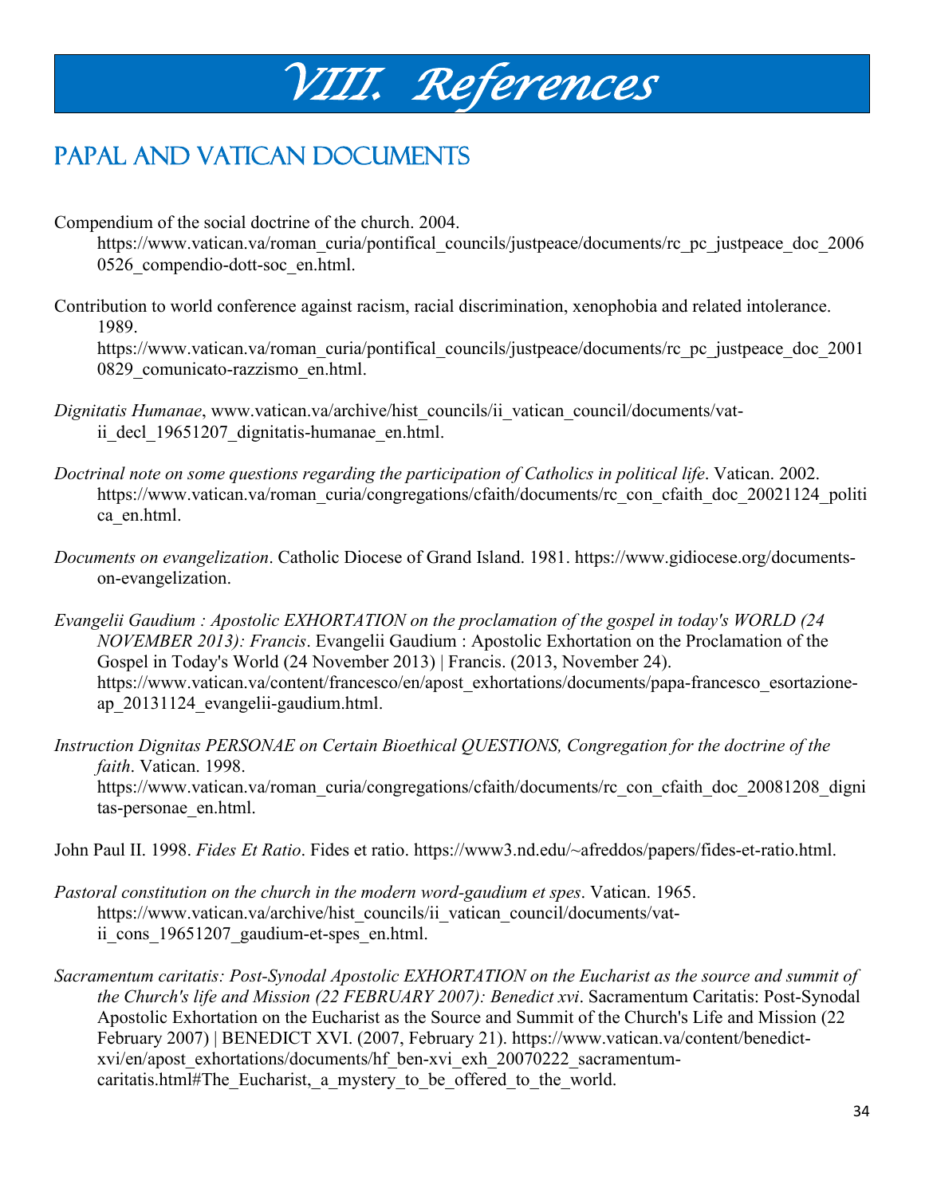# VIII. References

## Papal and Vatican Documents

Compendium of the social doctrine of the church. 2004. https://www.vatican.va/roman_curia/pontifical_councils/justpeace/documents/rc_pc_justpeace_doc_20060526_compendio-dott-soc_en.html.

Contribution to world conference against racism, racial discrimination, xenophobia and related intolerance. 1989. https://www.vatican.va/roman_curia/pontifical_councils/justpeace/documents/rc_pc_justpeace_doc_20010829_comunicato-razzismo_en.html.

*Dignitatis Humanae*, www.vatican.va/archive/hist_councils/ii_vatican_council/documents/vat-ii_decl_19651207_dignitatis-humanae_en.html.

*Doctrinal note on some questions regarding the participation of Catholics in political life*. Vatican. 2002. https://www.vatican.va/roman_curia/congregations/cfaith/documents/rc_con_cfaith_doc_20021124_politica_en.html.

*Documents on evangelization*. Catholic Diocese of Grand Island. 1981. https://www.gidiocese.org/documents-on-evangelization.

*Evangelii Gaudium : Apostolic EXHORTATION on the proclamation of the gospel in today's WORLD (24 NOVEMBER 2013): Francis*. Evangelii Gaudium : Apostolic Exhortation on the Proclamation of the Gospel in Today's World (24 November 2013) | Francis. (2013, November 24). https://www.vatican.va/content/francesco/en/apost_exhortations/documents/papa-francesco_esortazione-ap_20131124_evangelii-gaudium.html.

*Instruction Dignitas PERSONAE on Certain Bioethical QUESTIONS, Congregation for the doctrine of the faith*. Vatican. 1998. https://www.vatican.va/roman_curia/congregations/cfaith/documents/rc_con_cfaith_doc_20081208_dignitas-personae_en.html.

John Paul II. 1998. *Fides Et Ratio*. Fides et ratio. https://www3.nd.edu/~afreddos/papers/fides-et-ratio.html.

*Pastoral constitution on the church in the modern word-gaudium et spes*. Vatican. 1965. https://www.vatican.va/archive/hist_councils/ii_vatican_council/documents/vat-ii_cons_19651207_gaudium-et-spes_en.html.

*Sacramentum caritatis: Post-Synodal Apostolic EXHORTATION on the Eucharist as the source and summit of the Church's life and Mission (22 FEBRUARY 2007): Benedict xvi*. Sacramentum Caritatis: Post-Synodal Apostolic Exhortation on the Eucharist as the Source and Summit of the Church's Life and Mission (22 February 2007) | BENEDICT XVI. (2007, February 21). https://www.vatican.va/content/benedict-xvi/en/apost_exhortations/documents/hf_ben-xvi_exh_20070222_sacramentum-caritatis.html#The_Eucharist,_a_mystery_to_be_offered_to_the_world.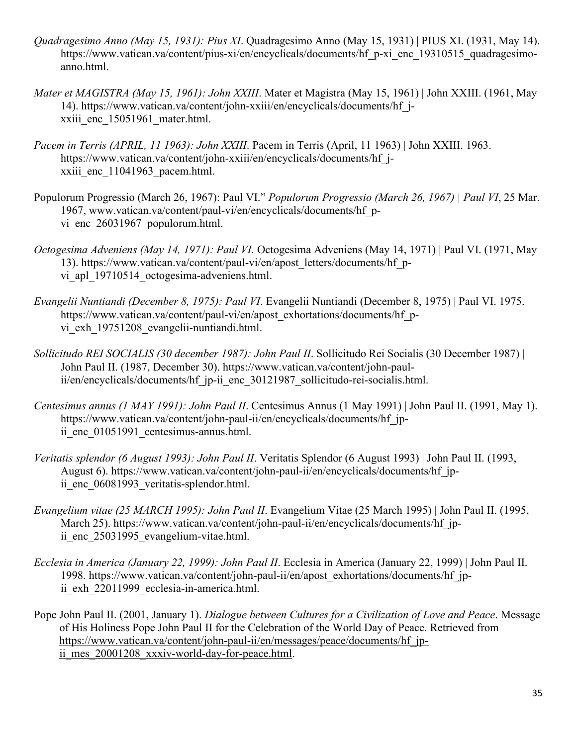*Quadragesimo Anno (May 15, 1931): Pius XI*. Quadragesimo Anno (May 15, 1931) | PIUS XI. (1931, May 14). https://www.vatican.va/content/pius-xi/en/encyclicals/documents/hf_p-xi_enc_19310515_quadragesimo-anno.html.

*Mater et MAGISTRA (May 15, 1961): John XXIII*. Mater et Magistra (May 15, 1961) | John XXIII. (1961, May 14). https://www.vatican.va/content/john-xxiii/en/encyclicals/documents/hf_j-xxiii_enc_15051961_mater.html.

*Pacem in Terris (APRIL, 11 1963): John XXIII*. Pacem in Terris (April, 11 1963) | John XXIII. 1963. https://www.vatican.va/content/john-xxiii/en/encyclicals/documents/hf_j-xxiii_enc_11041963_pacem.html.

Populorum Progressio (March 26, 1967): Paul VI." *Populorum Progressio (March 26, 1967) | Paul VI*, 25 Mar. 1967, www.vatican.va/content/paul-vi/en/encyclicals/documents/hf_p-vi_enc_26031967_populorum.html.

*Octogesima Adveniens (May 14, 1971): Paul VI*. Octogesima Adveniens (May 14, 1971) | Paul VI. (1971, May 13). https://www.vatican.va/content/paul-vi/en/apost_letters/documents/hf_p-vi_apl_19710514_octogesima-adveniens.html.

*Evangelii Nuntiandi (December 8, 1975): Paul VI*. Evangelii Nuntiandi (December 8, 1975) | Paul VI. 1975. https://www.vatican.va/content/paul-vi/en/apost_exhortations/documents/hf_p-vi_exh_19751208_evangelii-nuntiandi.html.

*Sollicitudo REI SOCIALIS (30 december 1987): John Paul II*. Sollicitudo Rei Socialis (30 December 1987) | John Paul II. (1987, December 30). https://www.vatican.va/content/john-paul-ii/en/encyclicals/documents/hf_jp-ii_enc_30121987_sollicitudo-rei-socialis.html.

*Centesimus annus (1 MAY 1991): John Paul II*. Centesimus Annus (1 May 1991) | John Paul II. (1991, May 1). https://www.vatican.va/content/john-paul-ii/en/encyclicals/documents/hf_jp-ii_enc_01051991_centesimus-annus.html.

*Veritatis splendor (6 August 1993): John Paul II*. Veritatis Splendor (6 August 1993) | John Paul II. (1993, August 6). https://www.vatican.va/content/john-paul-ii/en/encyclicals/documents/hf_jp-ii_enc_06081993_veritatis-splendor.html.

*Evangelium vitae (25 MARCH 1995): John Paul II*. Evangelium Vitae (25 March 1995) | John Paul II. (1995, March 25). https://www.vatican.va/content/john-paul-ii/en/encyclicals/documents/hf_jp-ii_enc_25031995_evangelium-vitae.html.

*Ecclesia in America (January 22, 1999): John Paul II*. Ecclesia in America (January 22, 1999) | John Paul II. 1998. https://www.vatican.va/content/john-paul-ii/en/apost_exhortations/documents/hf_jp-ii_exh_22011999_ecclesia-in-america.html.

Pope John Paul II. (2001, January 1). *Dialogue between Cultures for a Civilization of Love and Peace*. Message of His Holiness Pope John Paul II for the Celebration of the World Day of Peace. Retrieved from https://www.vatican.va/content/john-paul-ii/en/messages/peace/documents/hf_jp-ii_mes_20001208_xxxiv-world-day-for-peace.html.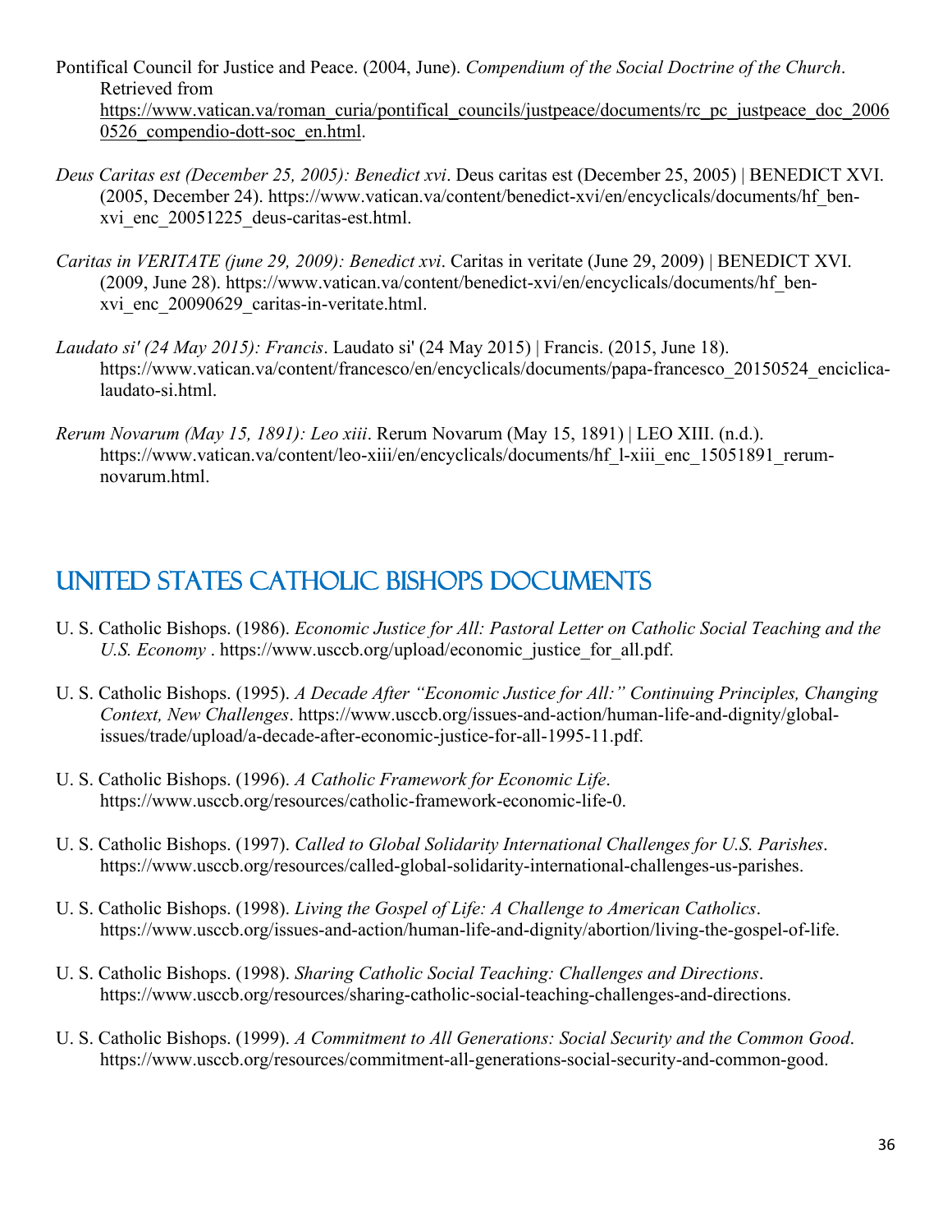Pontifical Council for Justice and Peace. (2004, June). *Compendium of the Social Doctrine of the Church*. Retrieved from https://www.vatican.va/roman_curia/pontifical_councils/justpeace/documents/rc_pc_justpeace_doc_20060526_compendio-dott-soc_en.html.

*Deus Caritas est (December 25, 2005): Benedict xvi*. Deus caritas est (December 25, 2005) | BENEDICT XVI. (2005, December 24). https://www.vatican.va/content/benedict-xvi/en/encyclicals/documents/hf_ben-xvi_enc_20051225_deus-caritas-est.html.

*Caritas in VERITATE (june 29, 2009): Benedict xvi*. Caritas in veritate (June 29, 2009) | BENEDICT XVI. (2009, June 28). https://www.vatican.va/content/benedict-xvi/en/encyclicals/documents/hf_ben-xvi_enc_20090629_caritas-in-veritate.html.

*Laudato si' (24 May 2015): Francis*. Laudato si' (24 May 2015) | Francis. (2015, June 18). https://www.vatican.va/content/francesco/en/encyclicals/documents/papa-francesco_20150524_enciclica-laudato-si.html.

*Rerum Novarum (May 15, 1891): Leo xiii*. Rerum Novarum (May 15, 1891) | LEO XIII. (n.d.). https://www.vatican.va/content/leo-xiii/en/encyclicals/documents/hf_l-xiii_enc_15051891_rerum-novarum.html.

## United States Catholic Bishops Documents

U. S. Catholic Bishops. (1986). *Economic Justice for All: Pastoral Letter on Catholic Social Teaching and the U.S. Economy* . https://www.usccb.org/upload/economic_justice_for_all.pdf.

U. S. Catholic Bishops. (1995). *A Decade After "Economic Justice for All:" Continuing Principles, Changing Context, New Challenges*. https://www.usccb.org/issues-and-action/human-life-and-dignity/global-issues/trade/upload/a-decade-after-economic-justice-for-all-1995-11.pdf.

U. S. Catholic Bishops. (1996). *A Catholic Framework for Economic Life*. https://www.usccb.org/resources/catholic-framework-economic-life-0.

U. S. Catholic Bishops. (1997). *Called to Global Solidarity International Challenges for U.S. Parishes*. https://www.usccb.org/resources/called-global-solidarity-international-challenges-us-parishes.

U. S. Catholic Bishops. (1998). *Living the Gospel of Life: A Challenge to American Catholics*. https://www.usccb.org/issues-and-action/human-life-and-dignity/abortion/living-the-gospel-of-life.

U. S. Catholic Bishops. (1998). *Sharing Catholic Social Teaching: Challenges and Directions*. https://www.usccb.org/resources/sharing-catholic-social-teaching-challenges-and-directions.

U. S. Catholic Bishops. (1999). *A Commitment to All Generations: Social Security and the Common Good*. https://www.usccb.org/resources/commitment-all-generations-social-security-and-common-good.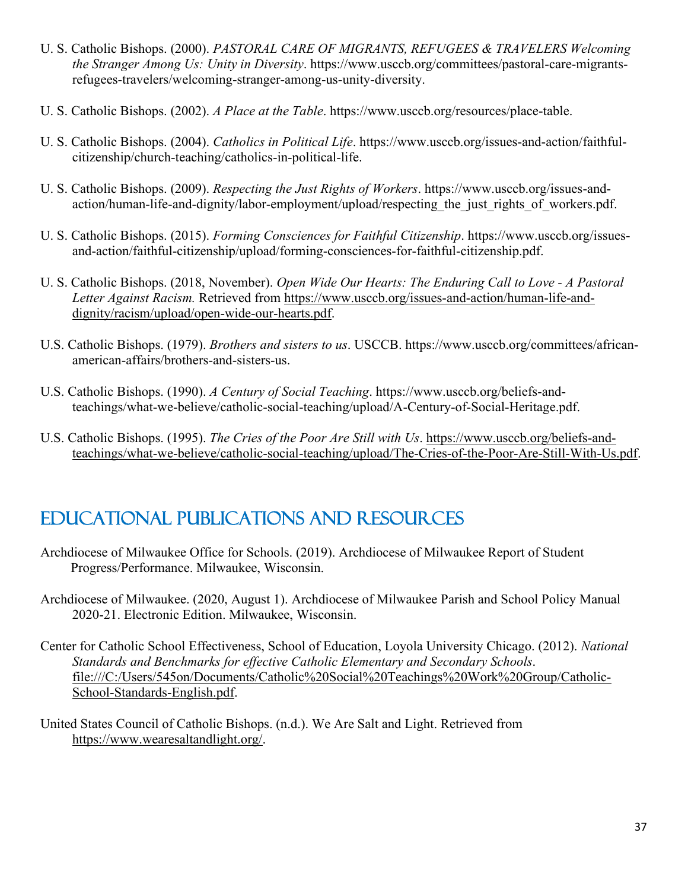U. S. Catholic Bishops. (2000). *PASTORAL CARE OF MIGRANTS, REFUGEES & TRAVELERS Welcoming the Stranger Among Us: Unity in Diversity*. https://www.usccb.org/committees/pastoral-care-migrants-refugees-travelers/welcoming-stranger-among-us-unity-diversity.

U. S. Catholic Bishops. (2002). *A Place at the Table*. https://www.usccb.org/resources/place-table.

U. S. Catholic Bishops. (2004). *Catholics in Political Life*. https://www.usccb.org/issues-and-action/faithful-citizenship/church-teaching/catholics-in-political-life.

U. S. Catholic Bishops. (2009). *Respecting the Just Rights of Workers*. https://www.usccb.org/issues-and-action/human-life-and-dignity/labor-employment/upload/respecting_the_just_rights_of_workers.pdf.

U. S. Catholic Bishops. (2015). *Forming Consciences for Faithful Citizenship*. https://www.usccb.org/issues-and-action/faithful-citizenship/upload/forming-consciences-for-faithful-citizenship.pdf.

U. S. Catholic Bishops. (2018, November). *Open Wide Our Hearts: The Enduring Call to Love - A Pastoral Letter Against Racism.* Retrieved from https://www.usccb.org/issues-and-action/human-life-and-dignity/racism/upload/open-wide-our-hearts.pdf.

U.S. Catholic Bishops. (1979). *Brothers and sisters to us*. USCCB. https://www.usccb.org/committees/african-american-affairs/brothers-and-sisters-us.

U.S. Catholic Bishops. (1990). *A Century of Social Teaching*. https://www.usccb.org/beliefs-and-teachings/what-we-believe/catholic-social-teaching/upload/A-Century-of-Social-Heritage.pdf.

U.S. Catholic Bishops. (1995). *The Cries of the Poor Are Still with Us*. https://www.usccb.org/beliefs-and-teachings/what-we-believe/catholic-social-teaching/upload/The-Cries-of-the-Poor-Are-Still-With-Us.pdf.

## EDUCATIONAL PUBLICATIONS AND RESOURCES

Archdiocese of Milwaukee Office for Schools. (2019). Archdiocese of Milwaukee Report of Student Progress/Performance. Milwaukee, Wisconsin.

Archdiocese of Milwaukee. (2020, August 1). Archdiocese of Milwaukee Parish and School Policy Manual 2020-21. Electronic Edition. Milwaukee, Wisconsin.

Center for Catholic School Effectiveness, School of Education, Loyola University Chicago. (2012). *National Standards and Benchmarks for effective Catholic Elementary and Secondary Schools*. file:///C:/Users/545on/Documents/Catholic%20Social%20Teachings%20Work%20Group/Catholic-School-Standards-English.pdf.

United States Council of Catholic Bishops. (n.d.). We Are Salt and Light. Retrieved from https://www.wearesaltandlight.org/.